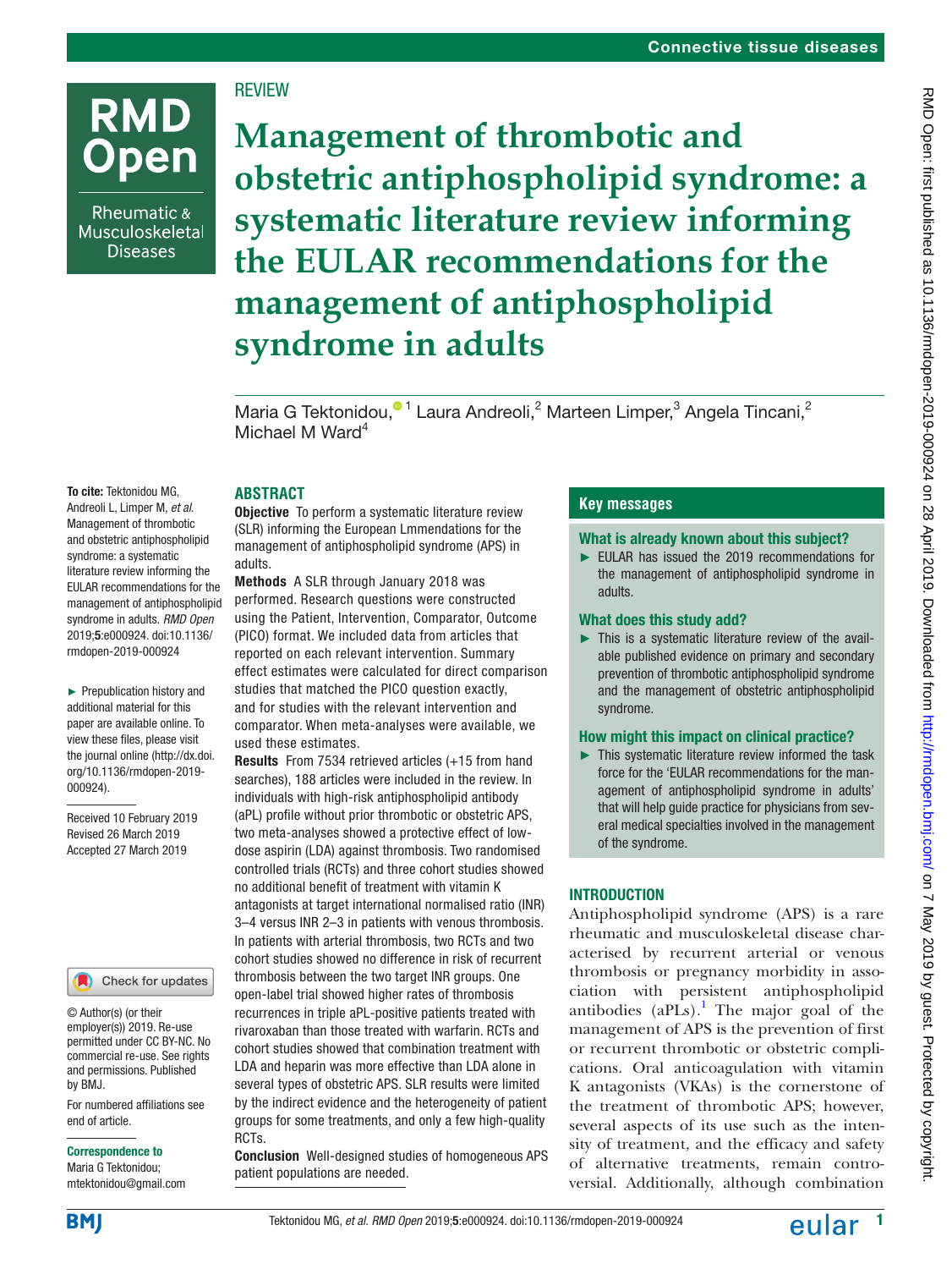Connective tissue diseases

REVIEW

# Management of thrombotic and obstetric antiphospholipid syndrome: a systematic literature review informing the EULAR recommendations for the management of antiphospholipid syndrome in adults

Maria G Tektonidou,[1] Laura Andreoli,[2] Marteen Limper,[3] Angela Tincani,[2] Michael M Ward[4]

**To cite:** Tektonidou MG, Andreoli L, Limper M, *et al.* Management of thrombotic and obstetric antiphospholipid syndrome: a systematic literature review informing the EULAR recommendations for the management of antiphospholipid syndrome in adults. *RMD Open* 2019;**5**:e000924. doi:10.1136/rmdopen-2019-000924

► Prepublication history and additional material for this paper are available online. To view these files, please visit the journal online (http://dx.doi.org/10.1136/rmdopen-2019-000924).

Received 10 February 2019
Revised 26 March 2019
Accepted 27 March 2019

© Author(s) (or their employer(s)) 2019. Re-use permitted under CC BY-NC. No commercial re-use. See rights and permissions. Published by BMJ.

For numbered affiliations see end of article.

**Correspondence to**
Maria G Tektonidou;
mtektonidou@gmail.com

## ABSTRACT

**Objective** To perform a systematic literature review (SLR) informing the European Lmmendations for the management of antiphospholipid syndrome (APS) in adults.

**Methods** A SLR through January 2018 was performed. Research questions were constructed using the Patient, Intervention, Comparator, Outcome (PICO) format. We included data from articles that reported on each relevant intervention. Summary effect estimates were calculated for direct comparison studies that matched the PICO question exactly, and for studies with the relevant intervention and comparator. When meta-analyses were available, we used these estimates.

**Results** From 7534 retrieved articles (+15 from hand searches), 188 articles were included in the review. In individuals with high-risk antiphospholipid antibody (aPL) profile without prior thrombotic or obstetric APS, two meta-analyses showed a protective effect of low-dose aspirin (LDA) against thrombosis. Two randomised controlled trials (RCTs) and three cohort studies showed no additional benefit of treatment with vitamin K antagonists at target international normalised ratio (INR) 3–4 versus INR 2–3 in patients with venous thrombosis. In patients with arterial thrombosis, two RCTs and two cohort studies showed no difference in risk of recurrent thrombosis between the two target INR groups. One open-label trial showed higher rates of thrombosis recurrences in triple aPL-positive patients treated with rivaroxaban than those treated with warfarin. RCTs and cohort studies showed that combination treatment with LDA and heparin was more effective than LDA alone in several types of obstetric APS. SLR results were limited by the indirect evidence and the heterogeneity of patient groups for some treatments, and only a few high-quality RCTs.

**Conclusion** Well-designed studies of homogeneous APS patient populations are needed.

## Key messages

### What is already known about this subject?

► EULAR has issued the 2019 recommendations for the management of antiphospholipid syndrome in adults.

### What does this study add?

► This is a systematic literature review of the available published evidence on primary and secondary prevention of thrombotic antiphospholipid syndrome and the management of obstetric antiphospholipid syndrome.

### How might this impact on clinical practice?

► This systematic literature review informed the task force for the 'EULAR recommendations for the management of antiphospholipid syndrome in adults' that will help guide practice for physicians from several medical specialties involved in the management of the syndrome.

## INTRODUCTION

Antiphospholipid syndrome (APS) is a rare rheumatic and musculoskeletal disease characterised by recurrent arterial or venous thrombosis or pregnancy morbidity in association with persistent antiphospholipid antibodies (aPLs).[1] The major goal of the management of APS is the prevention of first or recurrent thrombotic or obstetric complications. Oral anticoagulation with vitamin K antagonists (VKAs) is the cornerstone of the treatment of thrombotic APS; however, several aspects of its use such as the intensity of treatment, and the efficacy and safety of alternative treatments, remain controversial. Additionally, although combination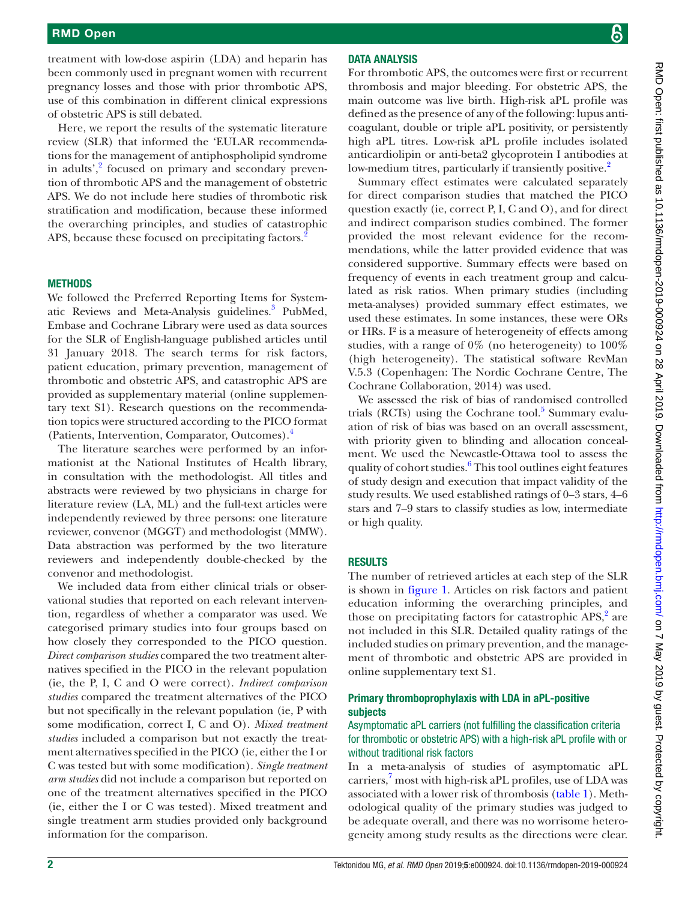treatment with low-dose aspirin (LDA) and heparin has been commonly used in pregnant women with recurrent pregnancy losses and those with prior thrombotic APS, use of this combination in different clinical expressions of obstetric APS is still debated.

Here, we report the results of the systematic literature review (SLR) that informed the 'EULAR recommendations for the management of antiphospholipid syndrome in adults',[2] focused on primary and secondary prevention of thrombotic APS and the management of obstetric APS. We do not include here studies of thrombotic risk stratification and modification, because these informed the overarching principles, and studies of catastrophic APS, because these focused on precipitating factors.[2]

## METHODS

We followed the Preferred Reporting Items for Systematic Reviews and Meta-Analysis guidelines.[3] PubMed, Embase and Cochrane Library were used as data sources for the SLR of English-language published articles until 31 January 2018. The search terms for risk factors, patient education, primary prevention, management of thrombotic and obstetric APS, and catastrophic APS are provided as supplementary material (online supplementary text S1). Research questions on the recommendation topics were structured according to the PICO format (Patients, Intervention, Comparator, Outcomes).[4]

The literature searches were performed by an informationist at the National Institutes of Health library, in consultation with the methodologist. All titles and abstracts were reviewed by two physicians in charge for literature review (LA, ML) and the full-text articles were independently reviewed by three persons: one literature reviewer, convenor (MGGT) and methodologist (MMW). Data abstraction was performed by the two literature reviewers and independently double-checked by the convenor and methodologist.

We included data from either clinical trials or observational studies that reported on each relevant intervention, regardless of whether a comparator was used. We categorised primary studies into four groups based on how closely they corresponded to the PICO question. *Direct comparison studies* compared the two treatment alternatives specified in the PICO in the relevant population (ie, the P, I, C and O were correct). *Indirect comparison studies* compared the treatment alternatives of the PICO but not specifically in the relevant population (ie, P with some modification, correct I, C and O). *Mixed treatment studies* included a comparison but not exactly the treatment alternatives specified in the PICO (ie, either the I or C was tested but with some modification). *Single treatment arm studies* did not include a comparison but reported on one of the treatment alternatives specified in the PICO (ie, either the I or C was tested). Mixed treatment and single treatment arm studies provided only background information for the comparison.

## DATA ANALYSIS

For thrombotic APS, the outcomes were first or recurrent thrombosis and major bleeding. For obstetric APS, the main outcome was live birth. High-risk aPL profile was defined as the presence of any of the following: lupus anticoagulant, double or triple aPL positivity, or persistently high aPL titres. Low-risk aPL profile includes isolated anticardiolipin or anti-beta2 glycoprotein I antibodies at low-medium titres, particularly if transiently positive.[2]

Summary effect estimates were calculated separately for direct comparison studies that matched the PICO question exactly (ie, correct P, I, C and O), and for direct and indirect comparison studies combined. The former provided the most relevant evidence for the recommendations, while the latter provided evidence that was considered supportive. Summary effects were based on frequency of events in each treatment group and calculated as risk ratios. When primary studies (including meta-analyses) provided summary effect estimates, we used these estimates. In some instances, these were ORs or HRs. $I^2$ is a measure of heterogeneity of effects among studies, with a range of 0% (no heterogeneity) to 100% (high heterogeneity). The statistical software RevMan V.5.3 (Copenhagen: The Nordic Cochrane Centre, The Cochrane Collaboration, 2014) was used.

We assessed the risk of bias of randomised controlled trials (RCTs) using the Cochrane tool.[5] Summary evaluation of risk of bias was based on an overall assessment, with priority given to blinding and allocation concealment. We used the Newcastle-Ottawa tool to assess the quality of cohort studies.[6] This tool outlines eight features of study design and execution that impact validity of the study results. We used established ratings of 0–3 stars, 4–6 stars and 7–9 stars to classify studies as low, intermediate or high quality.

## RESULTS

The number of retrieved articles at each step of the SLR is shown in figure 1. Articles on risk factors and patient education informing the overarching principles, and those on precipitating factors for catastrophic APS,[2] are not included in this SLR. Detailed quality ratings of the included studies on primary prevention, and the management of thrombotic and obstetric APS are provided in online supplementary text S1.

### Primary thromboprophylaxis with LDA in aPL-positive subjects

#### Asymptomatic aPL carriers (not fulfilling the classification criteria for thrombotic or obstetric APS) with a high-risk aPL profile with or without traditional risk factors

In a meta-analysis of studies of asymptomatic aPL carriers,[7] most with high-risk aPL profiles, use of LDA was associated with a lower risk of thrombosis (table 1). Methodological quality of the primary studies was judged to be adequate overall, and there was no worrisome heterogeneity among study results as the directions were clear.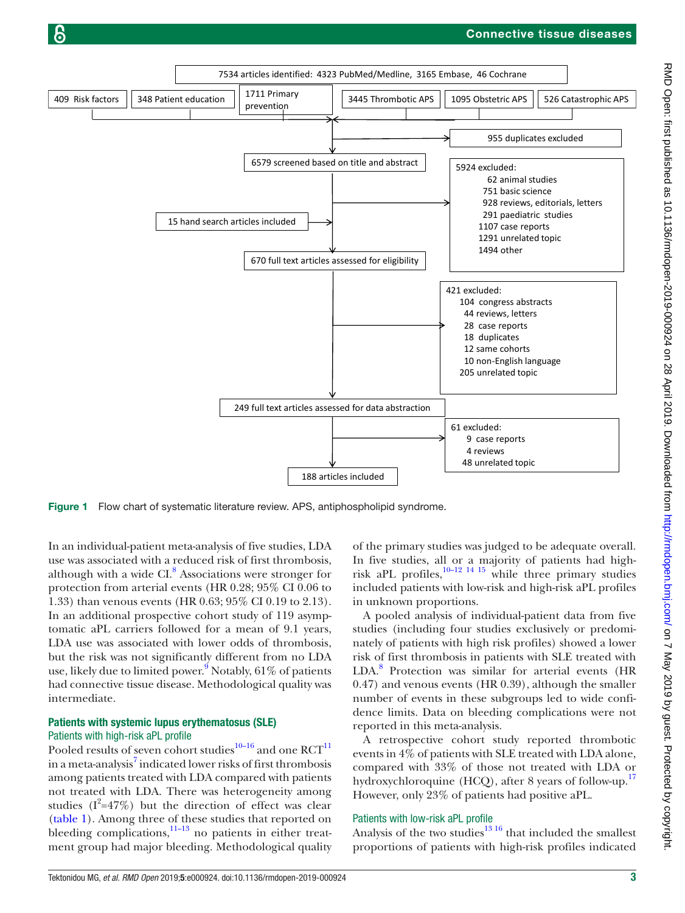7534 articles identified: 4323 PubMed/Medline, 3165 Embase, 46 Cochrane

409 Risk factors | 348 Patient education | 1711 Primary prevention | 3445 Thrombotic APS | 1095 Obstetric APS | 526 Catastrophic APS

955 duplicates excluded

6579 screened based on title and abstract

5924 excluded:
- 62 animal studies
- 751 basic science
- 928 reviews, editorials, letters
- 291 paediatric studies
- 1107 case reports
- 1291 unrelated topic
- 1494 other

15 hand search articles included

670 full text articles assessed for eligibility

421 excluded:
- 104 congress abstracts
- 44 reviews, letters
- 28 case reports
- 18 duplicates
- 12 same cohorts
- 10 non-English language
- 205 unrelated topic

249 full text articles assessed for data abstraction

61 excluded:
- 9 case reports
- 4 reviews
- 48 unrelated topic

188 articles included

**Figure 1** Flow chart of systematic literature review. APS, antiphospholipid syndrome.

In an individual-patient meta-analysis of five studies, LDA use was associated with a reduced risk of first thrombosis, although with a wide CI.[8] Associations were stronger for protection from arterial events (HR 0.28; 95% CI 0.06 to 1.33) than venous events (HR 0.63; 95% CI 0.19 to 2.13). In an additional prospective cohort study of 119 asymptomatic aPL carriers followed for a mean of 9.1 years, LDA use was associated with lower odds of thrombosis, but the risk was not significantly different from no LDA use, likely due to limited power.[9] Notably, 61% of patients had connective tissue disease. Methodological quality was intermediate.

## Patients with systemic lupus erythematosus (SLE)

### Patients with high-risk aPL profile

Pooled results of seven cohort studies[10–16] and one RCT[11] in a meta-analysis[7] indicated lower risks of first thrombosis among patients treated with LDA compared with patients not treated with LDA. There was heterogeneity among studies ($I^2$=47%) but the direction of effect was clear (table 1). Among three of these studies that reported on bleeding complications,[11–13] no patients in either treatment group had major bleeding. Methodological quality of the primary studies was judged to be adequate overall. In five studies, all or a majority of patients had high-risk aPL profiles,[10–12 14 15] while three primary studies included patients with low-risk and high-risk aPL profiles in unknown proportions.

A pooled analysis of individual-patient data from five studies (including four studies exclusively or predominately of patients with high risk profiles) showed a lower risk of first thrombosis in patients with SLE treated with LDA.[8] Protection was similar for arterial events (HR 0.47) and venous events (HR 0.39), although the smaller number of events in these subgroups led to wide confidence limits. Data on bleeding complications were not reported in this meta-analysis.

A retrospective cohort study reported thrombotic events in 4% of patients with SLE treated with LDA alone, compared with 33% of those not treated with LDA or hydroxychloroquine (HCQ), after 8 years of follow-up.[17] However, only 23% of patients had positive aPL.

### Patients with low-risk aPL profile

Analysis of the two studies[13 16] that included the smallest proportions of patients with high-risk profiles indicated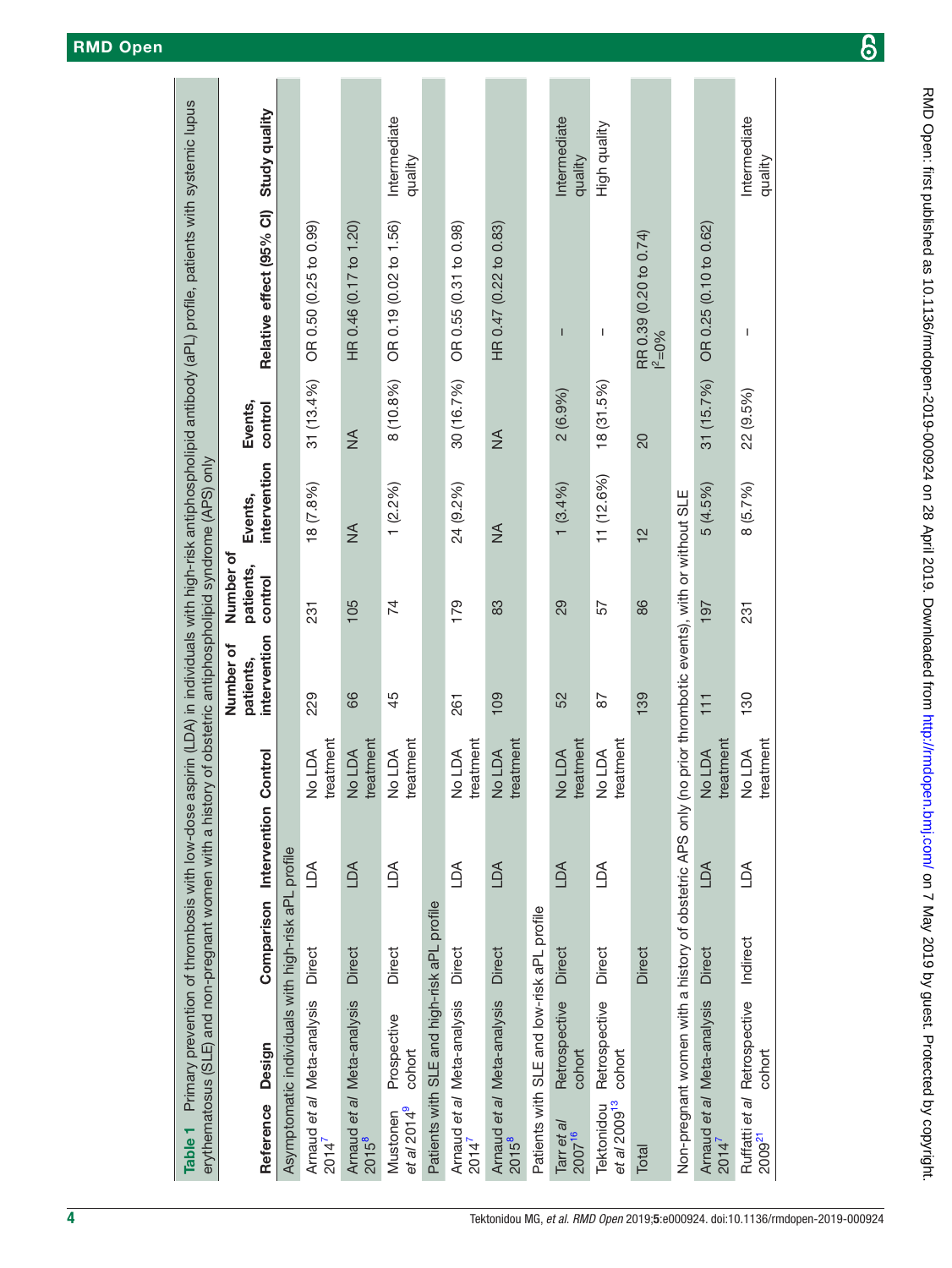**Table 1** Primary prevention of thrombosis with low-dose aspirin (LDA) in individuals with high-risk antiphospholipid antibody (aPL) profile, patients with systemic lupus erythematosus (SLE) and non-pregnant women with a history of obstetric antiphospholipid syndrome (APS) only

| Reference | Design | Comparison | Intervention | Control | Number of patients, intervention | Number of patients, control | Events, intervention | Events, control | Relative effect (95% CI) | Study quality |
|---|---|---|---|---|---|---|---|---|---|---|
| Asymptomatic individuals with high-risk aPL profile | | | | | | | | | | |
| Arnaud *et al* 2014[7] | Meta-analysis | Direct | LDA | No LDA treatment | 229 | 231 | 18 (7.8%) | 31 (13.4%) | OR 0.50 (0.25 to 0.99) | |
| Arnaud *et al* 2015[8] | Meta-analysis | Direct | LDA | No LDA treatment | 66 | 105 | NA | NA | HR 0.46 (0.17 to 1.20) | |
| Mustonen *et al* 2014[9] | Prospective cohort | Direct | LDA | No LDA treatment | 45 | 74 | 1 (2.2%) | 8 (10.8%) | OR 0.19 (0.02 to 1.56) | Intermediate quality |
| Patients with SLE and high-risk aPL profile | | | | | | | | | | |
| Arnaud *et al* 2014[7] | Meta-analysis | Direct | LDA | No LDA treatment | 261 | 179 | 24 (9.2%) | 30 (16.7%) | OR 0.55 (0.31 to 0.98) | |
| Arnaud *et al* 2015[8] | Meta-analysis | Direct | LDA | No LDA treatment | 109 | 83 | NA | NA | HR 0.47 (0.22 to 0.83) | |
| Patients with SLE and low-risk aPL profile | | | | | | | | | | |
| Tarr *et al* 2007[16] | Retrospective cohort | Direct | LDA | No LDA treatment | 52 | 29 | 1 (3.4%) | 2 (6.9%) | – | Intermediate quality |
| Tektonidou *et al* 2009[13] | Retrospective cohort | Direct | LDA | No LDA treatment | 87 | 57 | 11 (12.6%) | 18 (31.5%) | – | High quality |
| Total | | Direct | | | 139 | 86 | 12 | 20 | RR 0.39 (0.20 to 0.74) $I^2$=0% | |
| Non-pregnant women with a history of obstetric APS only (no prior thrombotic events), with or without SLE | | | | | | | | | | |
| Arnaud *et al* 2014[7] | Meta-analysis | Direct | LDA | No LDA treatment | 111 | 197 | 5 (4.5%) | 31 (15.7%) | OR 0.25 (0.10 to 0.62) | |
| Ruffatti *et al* 2009[21] | Retrospective cohort | Indirect | LDA | No LDA treatment | 130 | 231 | 8 (5.7%) | 22 (9.5%) | – | Intermediate quality |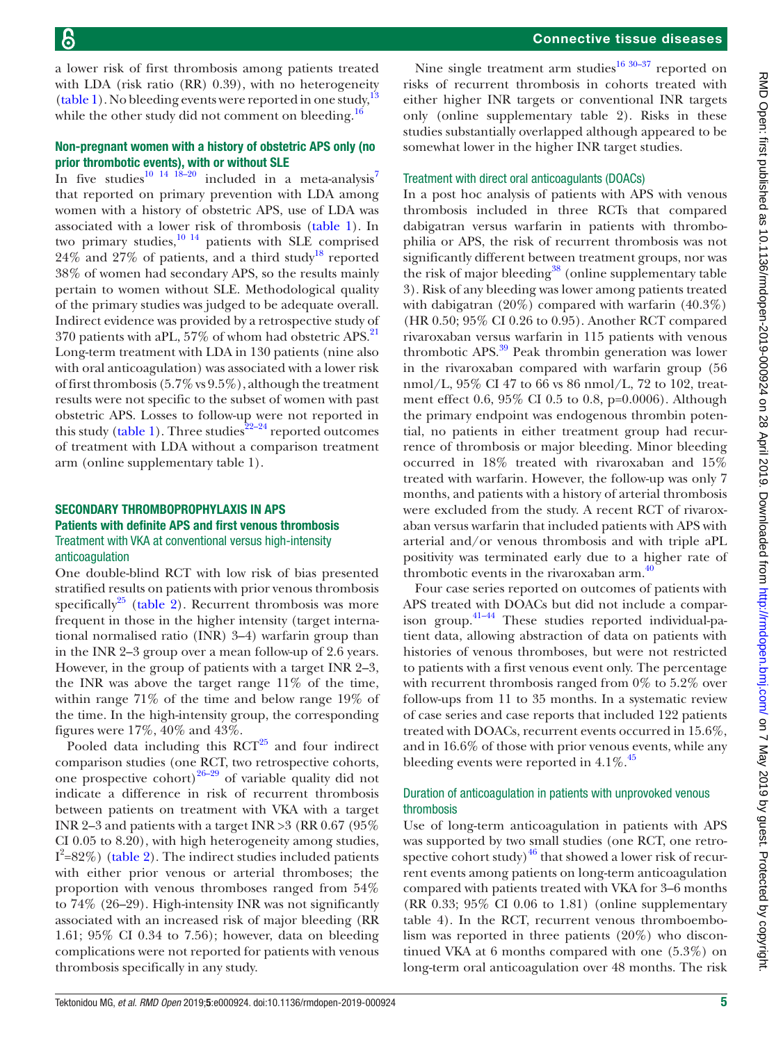a lower risk of first thrombosis among patients treated with LDA (risk ratio (RR) 0.39), with no heterogeneity (table 1). No bleeding events were reported in one study,[13] while the other study did not comment on bleeding.[16]

### Non-pregnant women with a history of obstetric APS only (no prior thrombotic events), with or without SLE

In five studies[10 14 18–20] included in a meta-analysis[7] that reported on primary prevention with LDA among women with a history of obstetric APS, use of LDA was associated with a lower risk of thrombosis (table 1). In two primary studies,[10 14] patients with SLE comprised 24% and 27% of patients, and a third study[18] reported 38% of women had secondary APS, so the results mainly pertain to women without SLE. Methodological quality of the primary studies was judged to be adequate overall. Indirect evidence was provided by a retrospective study of 370 patients with aPL, 57% of whom had obstetric APS.[21] Long-term treatment with LDA in 130 patients (nine also with oral anticoagulation) was associated with a lower risk of first thrombosis (5.7% vs 9.5%), although the treatment results were not specific to the subset of women with past obstetric APS. Losses to follow-up were not reported in this study (table 1). Three studies[22–24] reported outcomes of treatment with LDA without a comparison treatment arm (online supplementary table 1).

## SECONDARY THROMBOPROPHYLAXIS IN APS

### Patients with definite APS and first venous thrombosis

#### Treatment with VKA at conventional versus high-intensity anticoagulation

One double-blind RCT with low risk of bias presented stratified results on patients with prior venous thrombosis specifically[25] (table 2). Recurrent thrombosis was more frequent in those in the higher intensity (target international normalised ratio (INR) 3–4) warfarin group than in the INR 2–3 group over a mean follow-up of 2.6 years. However, in the group of patients with a target INR 2–3, the INR was above the target range 11% of the time, within range 71% of the time and below range 19% of the time. In the high-intensity group, the corresponding figures were 17%, 40% and 43%.

Pooled data including this RCT[25] and four indirect comparison studies (one RCT, two retrospective cohorts, one prospective cohort)[26–29] of variable quality did not indicate a difference in risk of recurrent thrombosis between patients on treatment with VKA with a target INR 2–3 and patients with a target INR >3 (RR 0.67 (95% CI 0.05 to 8.20), with high heterogeneity among studies, $I^2$=82%) (table 2). The indirect studies included patients with either prior venous or arterial thromboses; the proportion with venous thromboses ranged from 54% to 74% (26–29). High-intensity INR was not significantly associated with an increased risk of major bleeding (RR 1.61; 95% CI 0.34 to 7.56); however, data on bleeding complications were not reported for patients with venous thrombosis specifically in any study.

Nine single treatment arm studies[16 30–37] reported on risks of recurrent thrombosis in cohorts treated with either higher INR targets or conventional INR targets only (online supplementary table 2). Risks in these studies substantially overlapped although appeared to be somewhat lower in the higher INR target studies.

#### Treatment with direct oral anticoagulants (DOACs)

In a post hoc analysis of patients with APS with venous thrombosis included in three RCTs that compared dabigatran versus warfarin in patients with thrombophilia or APS, the risk of recurrent thrombosis was not significantly different between treatment groups, nor was the risk of major bleeding[38] (online supplementary table 3). Risk of any bleeding was lower among patients treated with dabigatran (20%) compared with warfarin (40.3%) (HR 0.50; 95% CI 0.26 to 0.95). Another RCT compared rivaroxaban versus warfarin in 115 patients with venous thrombotic APS.[39] Peak thrombin generation was lower in the rivaroxaban compared with warfarin group (56 nmol/L, 95% CI 47 to 66 vs 86 nmol/L, 72 to 102, treatment effect 0.6, 95% CI 0.5 to 0.8, p=0.0006). Although the primary endpoint was endogenous thrombin potential, no patients in either treatment group had recurrence of thrombosis or major bleeding. Minor bleeding occurred in 18% treated with rivaroxaban and 15% treated with warfarin. However, the follow-up was only 7 months, and patients with a history of arterial thrombosis were excluded from the study. A recent RCT of rivaroxaban versus warfarin that included patients with APS with arterial and/or venous thrombosis and with triple aPL positivity was terminated early due to a higher rate of thrombotic events in the rivaroxaban arm.[40]

Four case series reported on outcomes of patients with APS treated with DOACs but did not include a comparison group.[41–44] These studies reported individual-patient data, allowing abstraction of data on patients with histories of venous thromboses, but were not restricted to patients with a first venous event only. The percentage with recurrent thrombosis ranged from 0% to 5.2% over follow-ups from 11 to 35 months. In a systematic review of case series and case reports that included 122 patients treated with DOACs, recurrent events occurred in 15.6%, and in 16.6% of those with prior venous events, while any bleeding events were reported in 4.1%.[45]

#### Duration of anticoagulation in patients with unprovoked venous thrombosis

Use of long-term anticoagulation in patients with APS was supported by two small studies (one RCT, one retrospective cohort study)[46] that showed a lower risk of recurrent events among patients on long-term anticoagulation compared with patients treated with VKA for 3–6 months (RR 0.33; 95% CI 0.06 to 1.81) (online supplementary table 4). In the RCT, recurrent venous thromboembolism was reported in three patients (20%) who discontinued VKA at 6 months compared with one (5.3%) on long-term oral anticoagulation over 48 months. The risk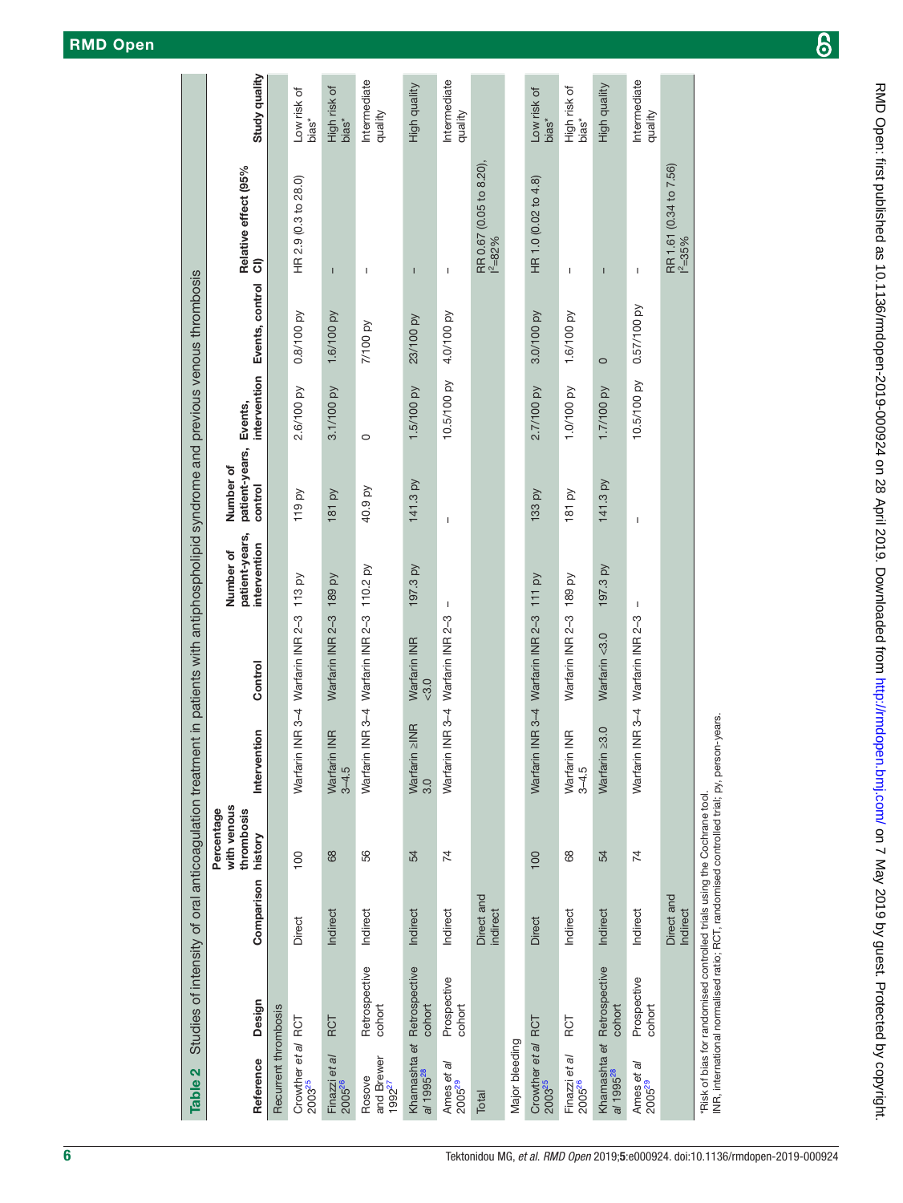**Table 2** Studies of intensity of oral anticoagulation treatment in patients with antiphospholipid syndrome and previous venous thrombosis

| Reference | Design | Comparison | Percentage with venous thrombosis history | Intervention | Control | Number of patient-years, intervention | Number of patient-years, control | Events, intervention | Events, control | Relative effect (95% CI) | Study quality |
|---|---|---|---|---|---|---|---|---|---|---|---|
| Recurrent thrombosis | | | | | | | | | | | |
| Crowther *et al* 2003[25] | RCT | Direct | 100 | Warfarin INR 3–4 | Warfarin INR 2–3 | 113 py | 119 py | 2.6/100 py | 0.8/100 py | HR 2.9 (0.3 to 28.0) | Low risk of bias* |
| Finazzi *et al* 2005[26] | RCT | Indirect | 68 | Warfarin INR 3–4.5 | Warfarin INR 2–3 | 189 py | 181 py | 3.1/100 py | 1.6/100 py | – | High risk of bias* |
| Rosove and Brewer 1992[27] | Retrospective cohort | Indirect | 56 | Warfarin INR 3–4 | Warfarin INR 2–3 | 110.2 py | 40.9 py | 0 | 7/100 py | – | Intermediate quality |
| Khamashta *et al* 1995[28] | Retrospective cohort | Indirect | 54 | Warfarin ≥INR 3.0 | Warfarin INR <3.0 | 197.3 py | 141.3 py | 1.5/100 py | 23/100 py | – | High quality |
| Ames *et al* 2005[29] | Prospective cohort | Indirect | 74 | Warfarin INR 3–4 | Warfarin INR 2–3 | – | – | 10.5/100 py | 4.0/100 py | – | Intermediate quality |
| Total | | Direct and indirect | | | | | | | | RR 0.67 (0.05 to 8.20), $I^2$=82% | |
| Major bleeding | | | | | | | | | | | |
| Crowther *et al* 2003[25] | RCT | Direct | 100 | Warfarin INR 3–4 | Warfarin INR 2–3 | 111 py | 133 py | 2.7/100 py | 3.0/100 py | HR 1.0 (0.02 to 4.8) | Low risk of bias* |
| Finazzi *et al* 2005[26] | RCT | Indirect | 68 | Warfarin INR 3–4.5 | Warfarin INR 2–3 | 189 py | 181 py | 1.0/100 py | 1.6/100 py | – | High risk of bias* |
| Khamashta *et al* 1995[28] | Retrospective cohort | Indirect | 54 | Warfarin ≥3.0 | Warfarin <3.0 | 197.3 py | 141.3 py | 1.7/100 py | 0 | – | High quality |
| Ames *et al* 2005[29] | Prospective cohort | Indirect | 74 | Warfarin INR 3–4 | Warfarin INR 2–3 | – | – | 10.5/100 py | 0.57/100 py | – | Intermediate quality |
| | | Direct and Indirect | | | | | | | | RR 1.61 (0.34 to 7.56) $I^2$=35% | |

*Risk of bias for randomised controlled trials using the Cochrane tool.
INR, international normalised ratio; RCT, randomised controlled trial; py, person-years.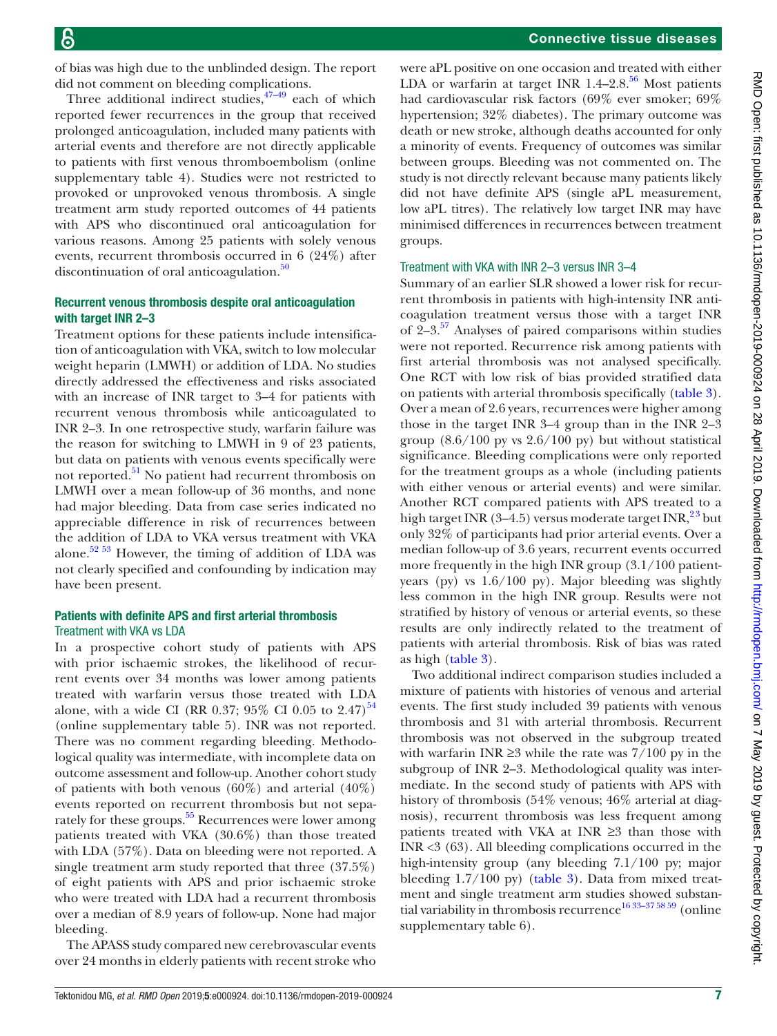of bias was high due to the unblinded design. The report did not comment on bleeding complications.

Three additional indirect studies,[47–49] each of which reported fewer recurrences in the group that received prolonged anticoagulation, included many patients with arterial events and therefore are not directly applicable to patients with first venous thromboembolism (online supplementary table 4). Studies were not restricted to provoked or unprovoked venous thrombosis. A single treatment arm study reported outcomes of 44 patients with APS who discontinued oral anticoagulation for various reasons. Among 25 patients with solely venous events, recurrent thrombosis occurred in 6 (24%) after discontinuation of oral anticoagulation.[50]

### Recurrent venous thrombosis despite oral anticoagulation with target INR 2–3

Treatment options for these patients include intensification of anticoagulation with VKA, switch to low molecular weight heparin (LMWH) or addition of LDA. No studies directly addressed the effectiveness and risks associated with an increase of INR target to 3–4 for patients with recurrent venous thrombosis while anticoagulated to INR 2–3. In one retrospective study, warfarin failure was the reason for switching to LMWH in 9 of 23 patients, but data on patients with venous events specifically were not reported.[51] No patient had recurrent thrombosis on LMWH over a mean follow-up of 36 months, and none had major bleeding. Data from case series indicated no appreciable difference in risk of recurrences between the addition of LDA to VKA versus treatment with VKA alone.[52 53] However, the timing of addition of LDA was not clearly specified and confounding by indication may have been present.

### Patients with definite APS and first arterial thrombosis

#### Treatment with VKA vs LDA

In a prospective cohort study of patients with APS with prior ischaemic strokes, the likelihood of recurrent events over 34 months was lower among patients treated with warfarin versus those treated with LDA alone, with a wide CI (RR 0.37; 95% CI 0.05 to 2.47)[54] (online supplementary table 5). INR was not reported. There was no comment regarding bleeding. Methodological quality was intermediate, with incomplete data on outcome assessment and follow-up. Another cohort study of patients with both venous (60%) and arterial (40%) events reported on recurrent thrombosis but not separately for these groups.[55] Recurrences were lower among patients treated with VKA (30.6%) than those treated with LDA (57%). Data on bleeding were not reported. A single treatment arm study reported that three (37.5%) of eight patients with APS and prior ischaemic stroke who were treated with LDA had a recurrent thrombosis over a median of 8.9 years of follow-up. None had major bleeding.

The APASS study compared new cerebrovascular events over 24 months in elderly patients with recent stroke who were aPL positive on one occasion and treated with either LDA or warfarin at target INR 1.4–2.8.[56] Most patients had cardiovascular risk factors (69% ever smoker; 69% hypertension; 32% diabetes). The primary outcome was death or new stroke, although deaths accounted for only a minority of events. Frequency of outcomes was similar between groups. Bleeding was not commented on. The study is not directly relevant because many patients likely did not have definite APS (single aPL measurement, low aPL titres). The relatively low target INR may have minimised differences in recurrences between treatment groups.

#### Treatment with VKA with INR 2–3 versus INR 3–4

Summary of an earlier SLR showed a lower risk for recurrent thrombosis in patients with high-intensity INR anticoagulation treatment versus those with a target INR of 2–3.[57] Analyses of paired comparisons within studies were not reported. Recurrence risk among patients with first arterial thrombosis was not analysed specifically. One RCT with low risk of bias provided stratified data on patients with arterial thrombosis specifically (table 3). Over a mean of 2.6 years, recurrences were higher among those in the target INR 3–4 group than in the INR 2–3 group (8.6/100 py vs 2.6/100 py) but without statistical significance. Bleeding complications were only reported for the treatment groups as a whole (including patients with either venous or arterial events) and were similar. Another RCT compared patients with APS treated to a high target INR (3–4.5) versus moderate target INR,[2 3] but only 32% of participants had prior arterial events. Over a median follow-up of 3.6 years, recurrent events occurred more frequently in the high INR group (3.1/100 patient-years (py) vs 1.6/100 py). Major bleeding was slightly less common in the high INR group. Results were not stratified by history of venous or arterial events, so these results are only indirectly related to the treatment of patients with arterial thrombosis. Risk of bias was rated as high (table 3).

Two additional indirect comparison studies included a mixture of patients with histories of venous and arterial events. The first study included 39 patients with venous thrombosis and 31 with arterial thrombosis. Recurrent thrombosis was not observed in the subgroup treated with warfarin INR ≥3 while the rate was 7/100 py in the subgroup of INR 2–3. Methodological quality was intermediate. In the second study of patients with APS with history of thrombosis (54% venous; 46% arterial at diagnosis), recurrent thrombosis was less frequent among patients treated with VKA at INR ≥3 than those with INR <3 (63). All bleeding complications occurred in the high-intensity group (any bleeding 7.1/100 py; major bleeding 1.7/100 py) (table 3). Data from mixed treatment and single treatment arm studies showed substantial variability in thrombosis recurrence[16 33–37 58 59] (online supplementary table 6).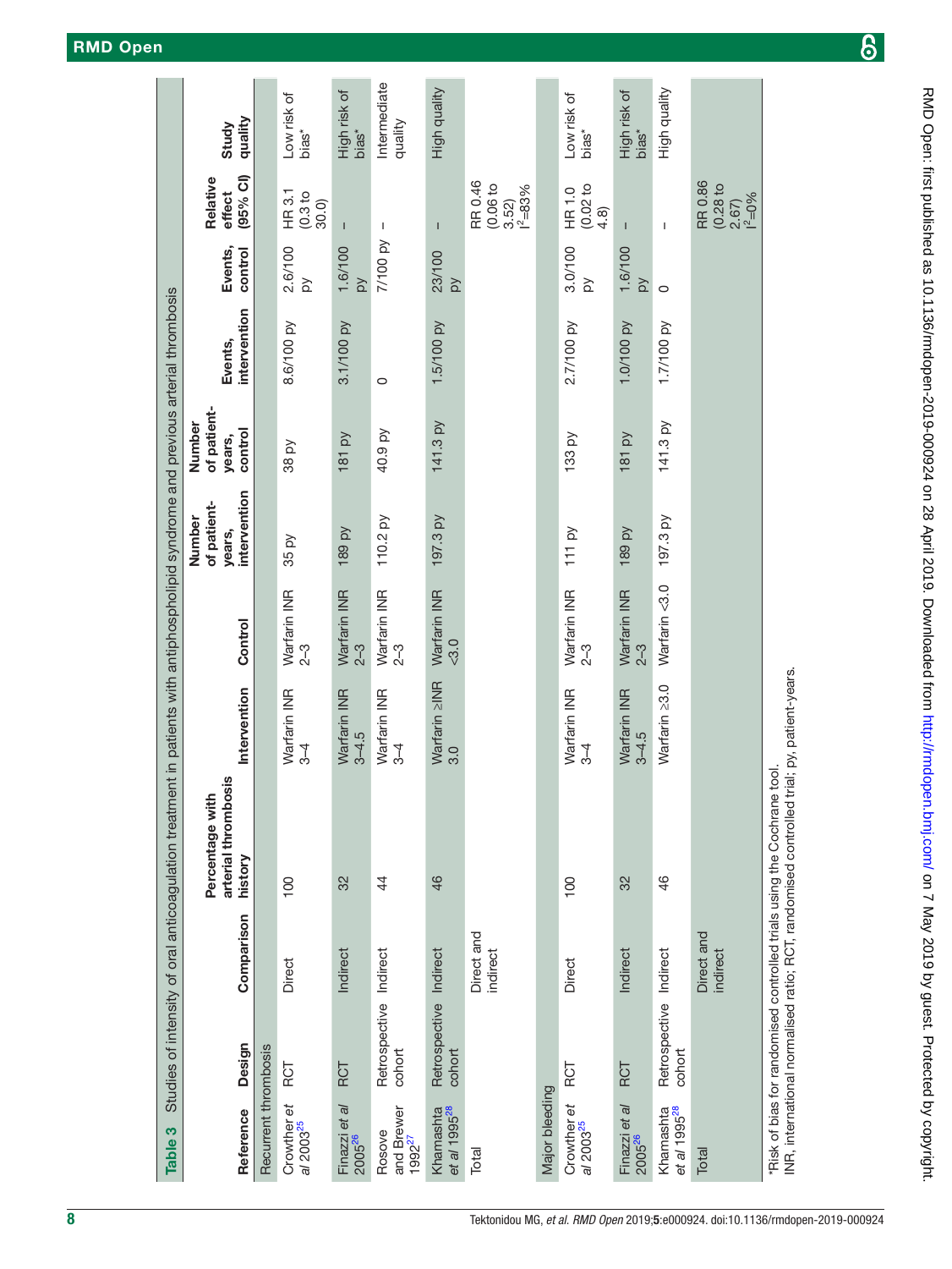**Table 3** Studies of intensity of oral anticoagulation treatment in patients with antiphospholipid syndrome and previous arterial thrombosis

| Reference | Design | Comparison | Percentage with arterial thrombosis history | Intervention | Control | Number of patient-years, intervention | Number of patient-years, control | Events, intervention | Events, control | Relative effect (95% CI) | Study quality |
|---|---|---|---|---|---|---|---|---|---|---|---|
| Recurrent thrombosis | | | | | | | | | | | |
| Crowther *et al* 2003[25] | RCT | Direct | 100 | Warfarin INR 3–4 | Warfarin INR 2–3 | 35 py | 38 py | 8.6/100 py | 2.6/100 py | HR 3.1 (0.3 to 30.0) | Low risk of bias* |
| Finazzi *et al* 2005[26] | RCT | Indirect | 32 | Warfarin INR 3–4.5 | Warfarin INR 2–3 | 189 py | 181 py | 3.1/100 py | 1.6/100 py | – | High risk of bias* |
| Rosove and Brewer 1992[27] | Retrospective cohort | Indirect | 44 | Warfarin INR 3–4 | Warfarin INR 2–3 | 110.2 py | 40.9 py | 0 | 7/100 py | – | Intermediate quality |
| Khamashta *et al* 1995[28] | Retrospective cohort | Indirect | 46 | Warfarin ≥INR 3.0 | Warfarin INR <3.0 | 197.3 py | 141.3 py | 1.5/100 py | 23/100 py | – | High quality |
| Total | | Direct and indirect | | | | | | | | RR 0.46 (0.06 to 3.52) $I^2$=83% | |
| Major bleeding | | | | | | | | | | | |
| Crowther *et al* 2003[25] | RCT | Direct | 100 | Warfarin INR 3–4 | Warfarin INR 2–3 | 111 py | 133 py | 2.7/100 py | 3.0/100 py | HR 1.0 (0.02 to 4.8) | Low risk of bias* |
| Finazzi *et al* 2005[26] | RCT | Indirect | 32 | Warfarin INR 3–4.5 | Warfarin INR 2–3 | 189 py | 181 py | 1.0/100 py | 1.6/100 py | – | High risk of bias* |
| Khamashta *et al* 1995[28] | Retrospective cohort | Indirect | 46 | Warfarin ≥3.0 | Warfarin <3.0 | 197.3 py | 141.3 py | 1.7/100 py | 0 | – | High quality |
| Total | | Direct and indirect | | | | | | | | RR 0.86 (0.28 to 2.67) $I^2$=0% | |

*Risk of bias for randomised controlled trials using the Cochrane tool.
INR, international normalised ratio; RCT, randomised controlled trial; py, patient-years.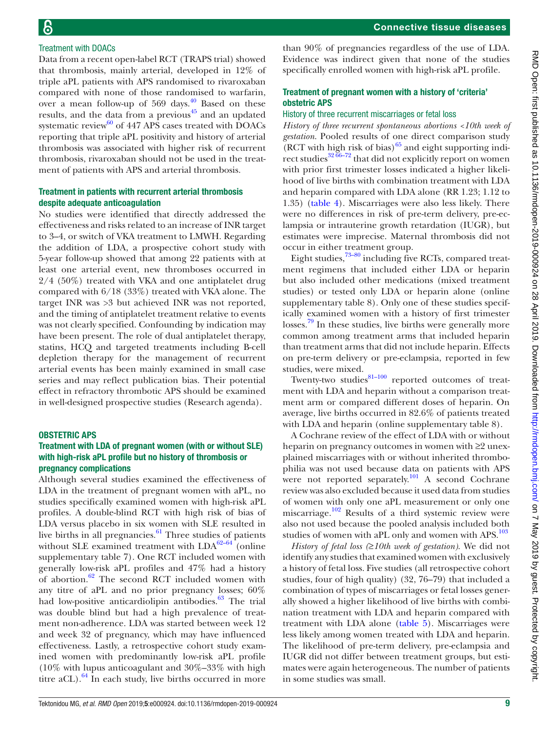### Treatment with DOACs

Data from a recent open-label RCT (TRAPS trial) showed that thrombosis, mainly arterial, developed in 12% of triple aPL patients with APS randomised to rivaroxaban compared with none of those randomised to warfarin, over a mean follow-up of 569 days.[40] Based on these results, and the data from a previous[45] and an updated systematic review[60] of 447 APS cases treated with DOACs reporting that triple aPL positivity and history of arterial thrombosis was associated with higher risk of recurrent thrombosis, rivaroxaban should not be used in the treatment of patients with APS and arterial thrombosis.

### Treatment in patients with recurrent arterial thrombosis despite adequate anticoagulation

No studies were identified that directly addressed the effectiveness and risks related to an increase of INR target to 3–4, or switch of VKA treatment to LMWH. Regarding the addition of LDA, a prospective cohort study with 5-year follow-up showed that among 22 patients with at least one arterial event, new thromboses occurred in 2/4 (50%) treated with VKA and one antiplatelet drug compared with 6/18 (33%) treated with VKA alone. The target INR was >3 but achieved INR was not reported, and the timing of antiplatelet treatment relative to events was not clearly specified. Confounding by indication may have been present. The role of dual antiplatelet therapy, statins, HCQ and targeted treatments including B-cell depletion therapy for the management of recurrent arterial events has been mainly examined in small case series and may reflect publication bias. Their potential effect in refractory thrombotic APS should be examined in well-designed prospective studies (Research agenda).

## OBSTETRIC APS

### Treatment with LDA of pregnant women (with or without SLE) with high-risk aPL profile but no history of thrombosis or pregnancy complications

Although several studies examined the effectiveness of LDA in the treatment of pregnant women with aPL, no studies specifically examined women with high-risk aPL profiles. A double-blind RCT with high risk of bias of LDA versus placebo in six women with SLE resulted in live births in all pregnancies.[61] Three studies of patients without SLE examined treatment with LDA[62–64] (online supplementary table 7). One RCT included women with generally low-risk aPL profiles and 47% had a history of abortion.[62] The second RCT included women with any titre of aPL and no prior pregnancy losses; 60% had low-positive anticardiolipin antibodies.[63] The trial was double blind but had a high prevalence of treatment non-adherence. LDA was started between week 12 and week 32 of pregnancy, which may have influenced effectiveness. Lastly, a retrospective cohort study examined women with predominantly low-risk aPL profile (10% with lupus anticoagulant and 30%–33% with high titre aCL).[64] In each study, live births occurred in more than 90% of pregnancies regardless of the use of LDA. Evidence was indirect given that none of the studies specifically enrolled women with high-risk aPL profile.

### Treatment of pregnant women with a history of 'criteria' obstetric APS

#### History of three recurrent miscarriages or fetal loss

*History of three recurrent spontaneous abortions <10th week of gestation.* Pooled results of one direct comparison study (RCT with high risk of bias)[65] and eight supporting indirect studies[32 66–72] that did not explicitly report on women with prior first trimester losses indicated a higher likelihood of live births with combination treatment with LDA and heparin compared with LDA alone (RR 1.23; 1.12 to 1.35) (table 4). Miscarriages were also less likely. There were no differences in risk of pre-term delivery, pre-eclampsia or intrauterine growth retardation (IUGR), but estimates were imprecise. Maternal thrombosis did not occur in either treatment group.

Eight studies,[73–80] including five RCTs, compared treatment regimens that included either LDA or heparin but also included other medications (mixed treatment studies) or tested only LDA or heparin alone (online supplementary table 8). Only one of these studies specifically examined women with a history of first trimester losses.[79] In these studies, live births were generally more common among treatment arms that included heparin than treatment arms that did not include heparin. Effects on pre-term delivery or pre-eclampsia, reported in few studies, were mixed.

Twenty-two studies[81–100] reported outcomes of treatment with LDA and heparin without a comparison treatment arm or compared different doses of heparin. On average, live births occurred in 82.6% of patients treated with LDA and heparin (online supplementary table 8).

A Cochrane review of the effect of LDA with or without heparin on pregnancy outcomes in women with ≥2 unexplained miscarriages with or without inherited thrombophilia was not used because data on patients with APS were not reported separately.[101] A second Cochrane review was also excluded because it used data from studies of women with only one aPL measurement or only one miscarriage.[102] Results of a third systemic review were also not used because the pooled analysis included both studies of women with aPL only and women with APS.[103]

*History of fetal loss (≥10th week of gestation).* We did not identify any studies that examined women with exclusively a history of fetal loss. Five studies (all retrospective cohort studies, four of high quality) (32, 76–79) that included a combination of types of miscarriages or fetal losses generally showed a higher likelihood of live births with combination treatment with LDA and heparin compared with treatment with LDA alone (table 5). Miscarriages were less likely among women treated with LDA and heparin. The likelihood of pre-term delivery, pre-eclampsia and IUGR did not differ between treatment groups, but estimates were again heterogeneous. The number of patients in some studies was small.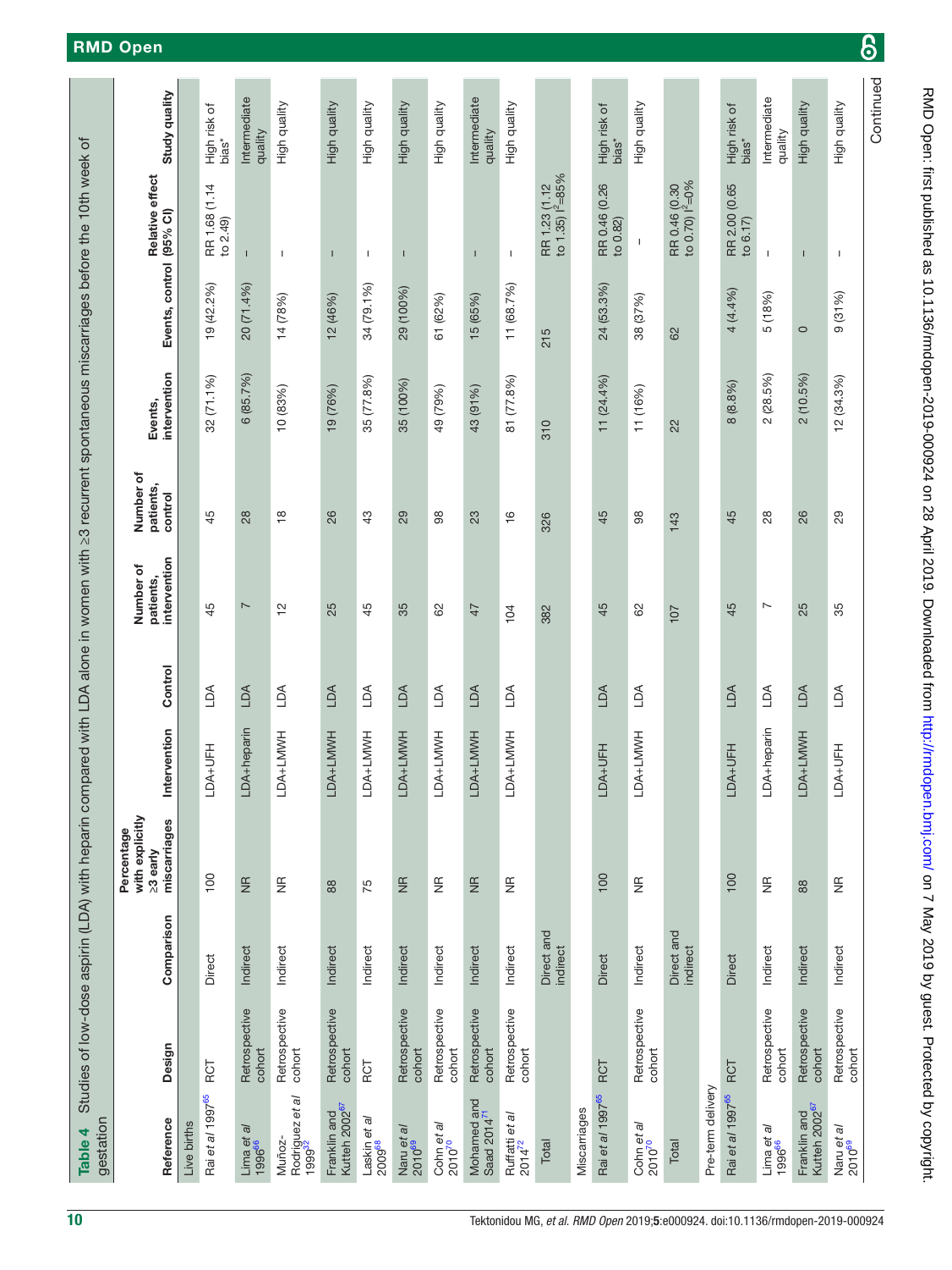**Table 4** Studies of low-dose aspirin (LDA) alone in women with ≥3 recurrent spontaneous miscarriages before the 10th week of gestation

| Reference | Design | Comparison | Percentage with explicitly ≥3 early miscarriages | Intervention | Control | Number of patients, intervention | Number of patients, control | Events, intervention | Events, control | Relative effect (95% CI) | Study quality |
|---|---|---|---|---|---|---|---|---|---|---|---|
| Live births | | | | | | | | | | | |
| Rai *et al* 1997[65] | RCT | Direct | 100 | LDA+UFH | LDA | 45 | 45 | 32 (71.1%) | 19 (42.2%) | RR 1.68 (1.14 to 2.49) | High risk of bias* |
| Lima *et al* 1996[66] | Retrospective cohort | Indirect | NR | LDA+heparin | LDA | 7 | 28 | 6 (85.7%) | 20 (71.4%) | – | Intermediate quality |
| Muñoz-Rodriguez *et al* 1999[32] | Retrospective cohort | Indirect | NR | LDA+LMWH | LDA | 12 | 18 | 10 (83%) | 14 (78%) | – | High quality |
| Franklin and Kutteh 2002[67] | Retrospective cohort | Indirect | 88 | LDA+LMWH | LDA | 25 | 26 | 19 (76%) | 12 (46%) | – | High quality |
| Laskin *et al* 2009[68] | RCT | Indirect | 75 | LDA+LMWH | LDA | 45 | 43 | 35 (77.8%) | 34 (79.1%) | – | High quality |
| Naru *et al* 2010[69] | Retrospective cohort | Indirect | NR | LDA+LMWH | LDA | 35 | 29 | 35 (100%) | 29 (100%) | – | High quality |
| Cohn *et al* 2010[70] | Retrospective cohort | Indirect | NR | LDA+LMWH | LDA | 62 | 98 | 49 (79%) | 61 (62%) | – | High quality |
| Mohamed and Saad 2014[71] | Retrospective cohort | Indirect | NR | LDA+LMWH | LDA | 47 | 23 | 43 (91%) | 15 (65%) | – | Intermediate quality |
| Ruffatti *et al* 2014[72] | Retrospective cohort | Indirect | NR | LDA+LMWH | LDA | 104 | 16 | 81 (77.8%) | 11 (68.7%) | – | High quality |
| Total | | Direct and indirect | | | | 382 | 326 | 310 | 215 | RR 1.23 (1.12 to 1.35) $I^2$=85% | |
| Miscarriages | | | | | | | | | | | |
| Rai *et al* 1997[65] | RCT | Direct | 100 | LDA+UFH | LDA | 45 | 45 | 11 (24.4%) | 24 (53.3%) | RR 0.46 (0.26 to 0.82) | High risk of bias* |
| Cohn *et al* 2010[70] | Retrospective cohort | Indirect | NR | LDA+LMWH | LDA | 62 | 98 | 11 (16%) | 38 (37%) | – | High quality |
| Total | | Direct and indirect | | | | 107 | 143 | 22 | 62 | RR 0.46 (0.30 to 0.70) $I^2$=0% | |
| Pre-term delivery | | | | | | | | | | | |
| Rai *et al* 1997[65] | RCT | Direct | 100 | LDA+UFH | LDA | 45 | 45 | 8 (8.8%) | 4 (4.4%) | RR 2.00 (0.65 to 6.17) | High risk of bias* |
| Lima *et al* 1996[66] | Retrospective cohort | Indirect | NR | LDA+heparin | LDA | 7 | 28 | 2 (28.5%) | 5 (18%) | – | Intermediate quality |
| Franklin and Kutteh 2002[67] | Retrospective cohort | Indirect | 88 | LDA+LMWH | LDA | 25 | 26 | 2 (10.5%) | 0 | – | High quality |
| Naru *et al* 2010[69] | Retrospective cohort | Indirect | NR | LDA+UFH | LDA | 35 | 29 | 12 (34.3%) | 9 (31%) | – | High quality |

Continued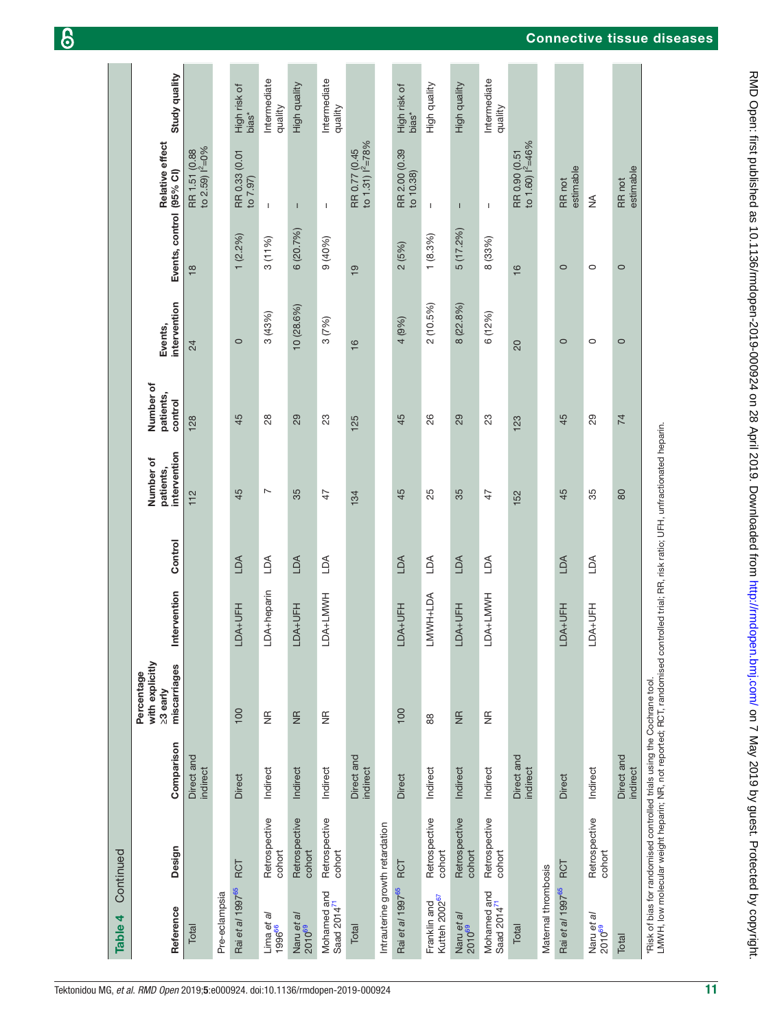**Table 4** Continued

| Reference | Design | Comparison | Percentage with explicitly ≥3 early miscarriages | Intervention | Control | Number of patients, intervention | Number of patients, control | Events, intervention | Events, control | Relative effect (95% CI) | Study quality |
|---|---|---|---|---|---|---|---|---|---|---|---|
| Total | | Direct and indirect | | | | 112 | 128 | 24 | 18 | RR 1.51 (0.88 to 2.59) $I^2$=0% | |
| Pre-eclampsia | | | | | | | | | | | |
| Rai *et al* 1997[65] | RCT | Direct | 100 | LDA+UFH | LDA | 45 | 45 | 0 | 1 (2.2%) | RR 0.33 (0.01 to 7.97) | High risk of bias* |
| Lima *et al* 1996[66] | Retrospective cohort | Indirect | NR | LDA+heparin | LDA | 7 | 28 | 3 (43%) | 3 (11%) | – | Intermediate quality |
| Naru *et al* 2010[69] | Retrospective cohort | Indirect | NR | LDA+UFH | LDA | 35 | 29 | 10 (28.6%) | 6 (20.7%) | – | High quality |
| Mohamed and Saad 2014[71] | Retrospective cohort | Indirect | NR | LDA+LMWH | LDA | 47 | 23 | 3 (7%) | 9 (40%) | – | Intermediate quality |
| Total | | Direct and indirect | | | | 134 | 125 | 16 | 19 | RR 0.77 (0.45 to 1.31) $I^2$=78% | |
| Intrauterine growth retardation | | | | | | | | | | | |
| Rai *et al* 1997[65] | RCT | Direct | 100 | LDA+UFH | LDA | 45 | 45 | 4 (9%) | 2 (5%) | RR 2.00 (0.39 to 10.38) | High risk of bias* |
| Franklin and Kutteh 2002[67] | Retrospective cohort | Indirect | 88 | LMWH+LDA | LDA | 25 | 26 | 2 (10.5%) | 1 (8.3%) | – | High quality |
| Naru *et al* 2010[69] | Retrospective cohort | Indirect | NR | LDA+UFH | LDA | 35 | 29 | 8 (22.8%) | 5 (17.2%) | – | High quality |
| Mohamed and Saad 2014[71] | Retrospective cohort | Indirect | NR | LDA+LMWH | LDA | 47 | 23 | 6 (12%) | 8 (33%) | – | Intermediate quality |
| Total | | Direct and indirect | | | | 152 | 123 | 20 | 16 | RR 0.90 (0.51 to 1.60) $I^2$=46% | |
| Maternal thrombosis | | | | | | | | | | | |
| Rai *et al* 1997[65] | RCT | Direct | | LDA+UFH | LDA | 45 | 45 | 0 | 0 | RR not estimable | |
| Naru *et al* 2010[69] | Retrospective cohort | Indirect | | LDA+UFH | LDA | 35 | 29 | 0 | 0 | NA | |
| Total | | Direct and indirect | | | | 80 | 74 | 0 | 0 | RR not estimable | |

*Risk of bias for randomised controlled trials using the Cochrane tool.
LMWH, low molecular weight heparin; NR, not reported; RCT, randomised controlled trial; RR, risk ratio; UFH, unfractionated heparin.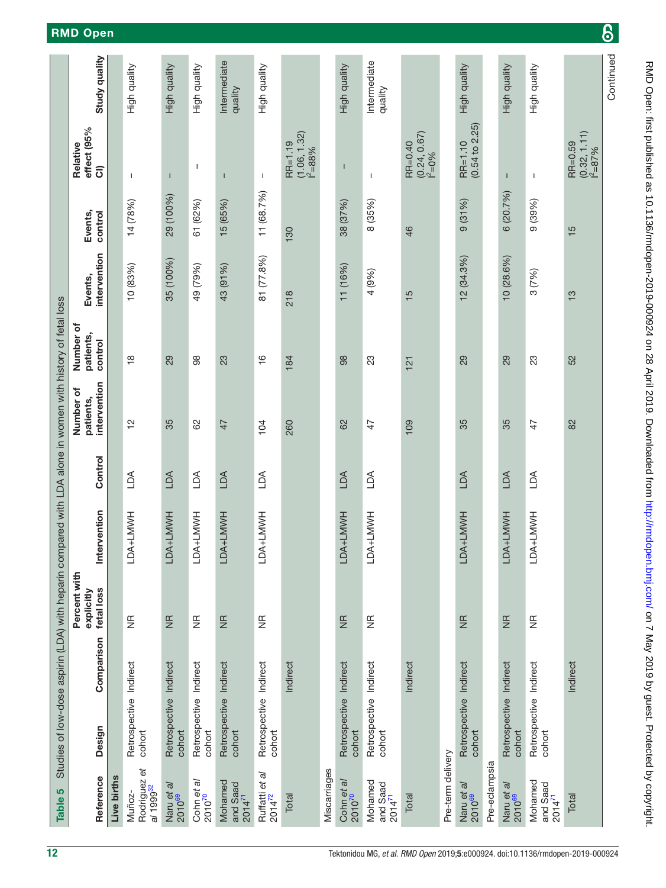**Table 5** Studies of low-dose aspirin (LDA) with heparin compared with LDA alone in women with history of fetal loss

| Reference | Design | Comparison | Percent with explicitly fetal loss | Intervention | Control | Number of patients, intervention | Number of patients, control | Events, intervention | Events, control | Relative effect (95% CI) | Study quality |
|---|---|---|---|---|---|---|---|---|---|---|---|
| **Live births** | | | | | | | | | | | |
| Muñoz-Rodríguez *et al* 1999[32] | Retrospective cohort | Indirect | NR | LDA+LMWH | LDA | 12 | 18 | 10 (83%) | 14 (78%) | – | High quality |
| Naru *et al* 2010[69] | Retrospective cohort | Indirect | NR | LDA+LMWH | LDA | 35 | 29 | 35 (100%) | 29 (100%) | – | High quality |
| Cohn *et al* 2010[70] | Retrospective cohort | Indirect | NR | LDA+LMWH | LDA | 62 | 98 | 49 (79%) | 61 (62%) | – | High quality |
| Mohamed and Saad 2014[71] | Retrospective cohort | Indirect | NR | LDA+LMWH | LDA | 47 | 23 | 43 (91%) | 15 (65%) | – | Intermediate quality |
| Ruffatti *et al* 2014[72] | Retrospective cohort | Indirect | NR | LDA+LMWH | LDA | 104 | 16 | 81 (77.8%) | 11 (68.7%) | – | High quality |
| Total | | Indirect | | | | 260 | 184 | 218 | 130 | RR=1.19 (1.06, 1.32) $I^2$=88% | |
| **Miscarriages** | | | | | | | | | | | |
| Cohn *et al* 2010[70] | Retrospective cohort | Indirect | NR | LDA+LMWH | LDA | 62 | 98 | 11 (16%) | 38 (37%) | – | High quality |
| Mohamed and Saad 2014[71] | Retrospective cohort | Indirect | NR | LDA+LMWH | LDA | 47 | 23 | 4 (9%) | 8 (35%) | – | Intermediate quality |
| Total | | Indirect | | | | 109 | 121 | 15 | 46 | RR=0.40 (0.24, 0.67) $I^2$=0% | |
| **Pre-term delivery** | | | | | | | | | | | |
| Naru *et al* 2010[69] | Retrospective cohort | Indirect | NR | LDA+LMWH | LDA | 35 | 29 | 12 (34.3%) | 9 (31%) | RR=1.10 (0.54 to 2.25) | High quality |
| **Pre-eclampsia** | | | | | | | | | | | |
| Naru *et al* 2010[69] | Retrospective cohort | Indirect | NR | LDA+LMWH | LDA | 35 | 29 | 10 (28.6%) | 6 (20.7%) | – | High quality |
| Mohamed and Saad 2014[71] | Retrospective cohort | Indirect | NR | LDA+LMWH | LDA | 47 | 23 | 3 (7%) | 9 (39%) | – | High quality |
| Total | | Indirect | | | | 82 | 52 | 13 | 15 | RR=0.59 (0.32, 1.11) $I^2$=87% | |

Continued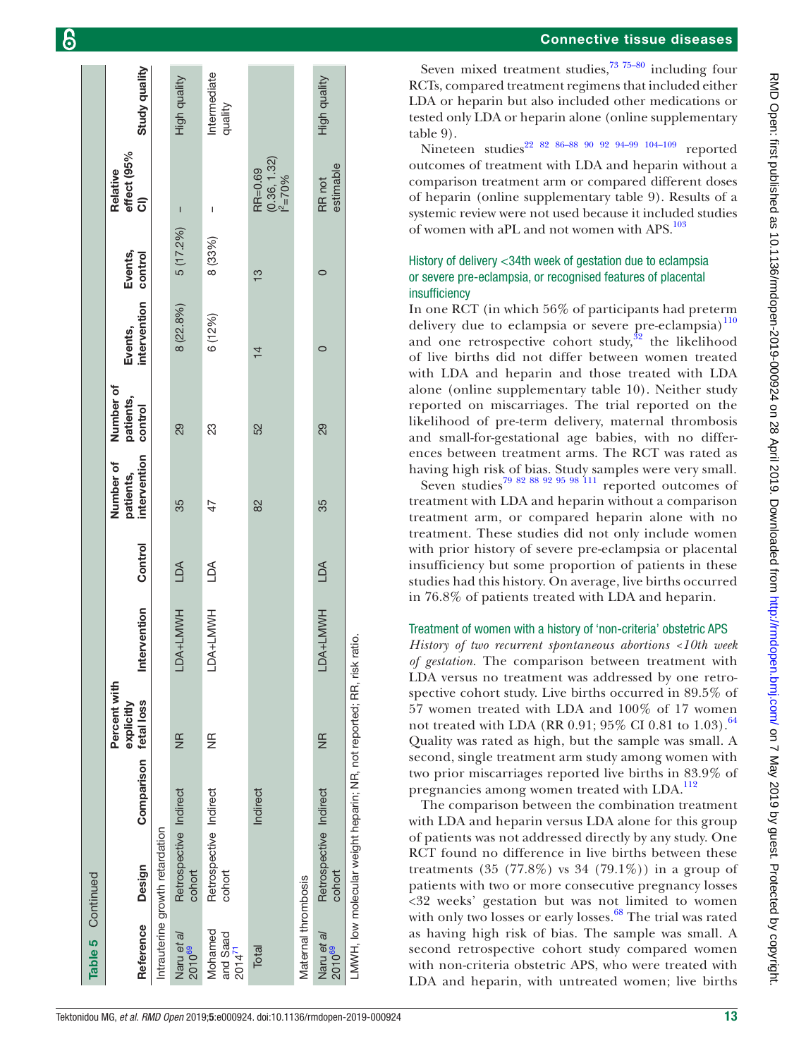**Table 5** Continued

| Reference | Design | Comparison | Percent with explicitly fetal loss | Intervention | Control | Number of patients, intervention | Number of patients, control | Events, intervention | Events, control | Relative effect (95% CI) | Study quality |
|---|---|---|---|---|---|---|---|---|---|---|---|
| Intrauterine growth retardation | | | | | | | | | | | |
| Naru *et al* 2010[69] | Retrospective cohort | Indirect | NR | LDA+LMWH | LDA | 35 | 29 | 8 (22.8%) | 5 (17.2%) | – | High quality |
| Mohamed and Saad 2014[71] | Retrospective cohort | Indirect | NR | LDA+LMWH | LDA | 47 | 23 | 6 (12%) | 8 (33%) | – | Intermediate quality |
| Total | | Indirect | | | | 82 | 52 | 14 | 13 | RR=0.69 (0.36, 1.32) $I^2$=70% | |
| Maternal thrombosis | | | | | | | | | | | |
| Naru *et al* 2010[69] | Retrospective cohort | Indirect | NR | LDA+LMWH | LDA | 35 | 29 | 0 | 0 | RR not estimable | High quality |

LMWH, low molecular weight heparin; NR, not reported; RR, risk ratio.

Seven mixed treatment studies,[73 75–80] including four RCTs, compared treatment regimens that included either LDA or heparin but also included other medications or tested only LDA or heparin alone (online supplementary table 9).

Nineteen studies[22 82 86–88 90 92 94–99 104–109] reported outcomes of treatment with LDA and heparin without a comparison treatment arm or compared different doses of heparin (online supplementary table 9). Results of a systemic review were not used because it included studies of women with aPL and not women with APS.[103]

### History of delivery <34th week of gestation due to eclampsia or severe pre-eclampsia, or recognised features of placental insufficiency

In one RCT (in which 56% of participants had preterm delivery due to eclampsia or severe pre-eclampsia)[110] and one retrospective cohort study,[32] the likelihood of live births did not differ between women treated with LDA and heparin and those treated with LDA alone (online supplementary table 10). Neither study reported on miscarriages. The trial reported on the likelihood of pre-term delivery, maternal thrombosis and small-for-gestational age babies, with no differences between treatment arms. The RCT was rated as having high risk of bias. Study samples were very small.

Seven studies[79 82 88 92 95 98 111] reported outcomes of treatment with LDA and heparin without a comparison treatment arm, or compared heparin alone with no treatment. These studies did not only include women with prior history of severe pre-eclampsia or placental insufficiency but some proportion of patients in these studies had this history. On average, live births occurred in 76.8% of patients treated with LDA and heparin.

### Treatment of women with a history of 'non-criteria' obstetric APS

*History of two recurrent spontaneous abortions <10th week of gestation*. The comparison between treatment with LDA versus no treatment was addressed by one retrospective cohort study. Live births occurred in 89.5% of 57 women treated with LDA and 100% of 17 women not treated with LDA (RR 0.91; 95% CI 0.81 to 1.03).[64] Quality was rated as high, but the sample was small. A second, single treatment arm study among women with two prior miscarriages reported live births in 83.9% of pregnancies among women treated with LDA.[112]

The comparison between the combination treatment with LDA and heparin versus LDA alone for this group of patients was not addressed directly by any study. One RCT found no difference in live births between these treatments (35 (77.8%) vs 34 (79.1%)) in a group of patients with two or more consecutive pregnancy losses <32 weeks' gestation but was not limited to women with only two losses or early losses.[68] The trial was rated as having high risk of bias. The sample was small. A second retrospective cohort study compared women with non-criteria obstetric APS, who were treated with LDA and heparin, with untreated women; live births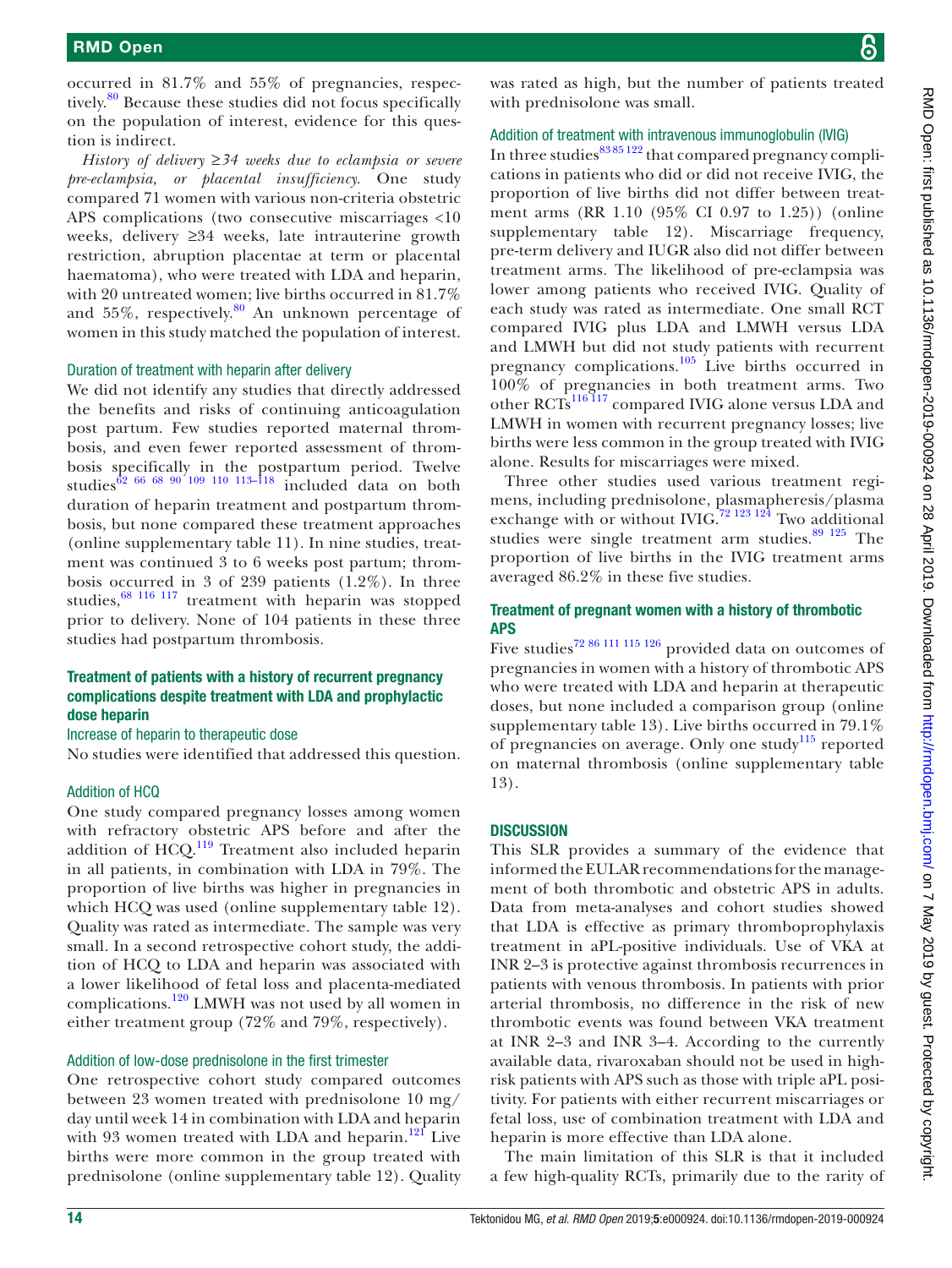occurred in 81.7% and 55% of pregnancies, respectively.[80] Because these studies did not focus specifically on the population of interest, evidence for this question is indirect.

*History of delivery ≥34 weeks due to eclampsia or severe pre-eclampsia, or placental insufficiency*. One study compared 71 women with various non-criteria obstetric APS complications (two consecutive miscarriages <10 weeks, delivery ≥34 weeks, late intrauterine growth restriction, abruption placentae at term or placental haematoma), who were treated with LDA and heparin, with 20 untreated women; live births occurred in 81.7% and 55%, respectively.[80] An unknown percentage of women in this study matched the population of interest.

### Duration of treatment with heparin after delivery

We did not identify any studies that directly addressed the benefits and risks of continuing anticoagulation post partum. Few studies reported maternal thrombosis, and even fewer reported assessment of thrombosis specifically in the postpartum period. Twelve studies[62 66 68 90 109 110 113–118] included data on both duration of heparin treatment and postpartum thrombosis, but none compared these treatment approaches (online supplementary table 11). In nine studies, treatment was continued 3 to 6 weeks post partum; thrombosis occurred in 3 of 239 patients (1.2%). In three studies,[68 116 117] treatment with heparin was stopped prior to delivery. None of 104 patients in these three studies had postpartum thrombosis.

## Treatment of patients with a history of recurrent pregnancy complications despite treatment with LDA and prophylactic dose heparin

### Increase of heparin to therapeutic dose

No studies were identified that addressed this question.

### Addition of HCQ

One study compared pregnancy losses among women with refractory obstetric APS before and after the addition of HCQ.[119] Treatment also included heparin in all patients, in combination with LDA in 79%. The proportion of live births was higher in pregnancies in which HCQ was used (online supplementary table 12). Quality was rated as intermediate. The sample was very small. In a second retrospective cohort study, the addition of HCQ to LDA and heparin was associated with a lower likelihood of fetal loss and placenta-mediated complications.[120] LMWH was not used by all women in either treatment group (72% and 79%, respectively).

### Addition of low-dose prednisolone in the first trimester

One retrospective cohort study compared outcomes between 23 women treated with prednisolone 10 mg/day until week 14 in combination with LDA and heparin with 93 women treated with LDA and heparin.[121] Live births were more common in the group treated with prednisolone (online supplementary table 12). Quality was rated as high, but the number of patients treated with prednisolone was small.

### Addition of treatment with intravenous immunoglobulin (IVIG)

In three studies[83 85 122] that compared pregnancy complications in patients who did or did not receive IVIG, the proportion of live births did not differ between treatment arms (RR 1.10 (95% CI 0.97 to 1.25)) (online supplementary table 12). Miscarriage frequency, pre-term delivery and IUGR also did not differ between treatment arms. The likelihood of pre-eclampsia was lower among patients who received IVIG. Quality of each study was rated as intermediate. One small RCT compared IVIG plus LDA and LMWH versus LDA and LMWH but did not study patients with recurrent pregnancy complications.[105] Live births occurred in 100% of pregnancies in both treatment arms. Two other RCTs[116 117] compared IVIG alone versus LDA and LMWH in women with recurrent pregnancy losses; live births were less common in the group treated with IVIG alone. Results for miscarriages were mixed.

Three other studies used various treatment regimens, including prednisolone, plasmapheresis/plasma exchange with or without IVIG.[72 123 124] Two additional studies were single treatment arm studies.[89 125] The proportion of live births in the IVIG treatment arms averaged 86.2% in these five studies.

## Treatment of pregnant women with a history of thrombotic APS

Five studies[72 86 111 115 126] provided data on outcomes of pregnancies in women with a history of thrombotic APS who were treated with LDA and heparin at therapeutic doses, but none included a comparison group (online supplementary table 13). Live births occurred in 79.1% of pregnancies on average. Only one study[115] reported on maternal thrombosis (online supplementary table 13).

## DISCUSSION

This SLR provides a summary of the evidence that informed the EULAR recommendations for the management of both thrombotic and obstetric APS in adults. Data from meta-analyses and cohort studies showed that LDA is effective as primary thromboprophylaxis treatment in aPL-positive individuals. Use of VKA at INR 2–3 is protective against thrombosis recurrences in patients with venous thrombosis. In patients with prior arterial thrombosis, no difference in the risk of new thrombotic events was found between VKA treatment at INR 2–3 and INR 3–4. According to the currently available data, rivaroxaban should not be used in high-risk patients with APS such as those with triple aPL positivity. For patients with either recurrent miscarriages or fetal loss, use of combination treatment with LDA and heparin is more effective than LDA alone.

The main limitation of this SLR is that it included a few high-quality RCTs, primarily due to the rarity of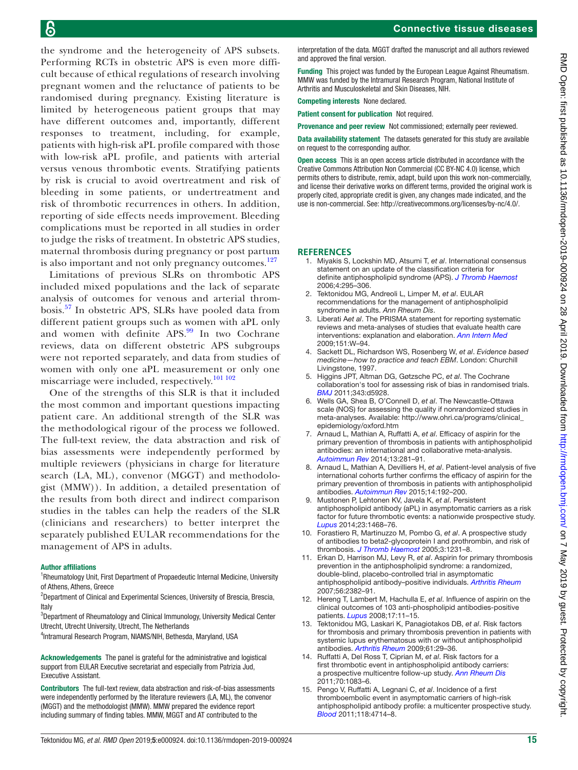the syndrome and the heterogeneity of APS subsets. Performing RCTs in obstetric APS is even more difficult because of ethical regulations of research involving pregnant women and the reluctance of patients to be randomised during pregnancy. Existing literature is limited by heterogeneous patient groups that may have different outcomes and, importantly, different responses to treatment, including, for example, patients with high-risk aPL profile compared with those with low-risk aPL profile, and patients with arterial versus venous thrombotic events. Stratifying patients by risk is crucial to avoid overtreatment and risk of bleeding in some patients, or undertreatment and risk of thrombotic recurrences in others. In addition, reporting of side effects needs improvement. Bleeding complications must be reported in all studies in order to judge the risks of treatment. In obstetric APS studies, maternal thrombosis during pregnancy or post partum is also important and not only pregnancy outcomes.[127]

Limitations of previous SLRs on thrombotic APS included mixed populations and the lack of separate analysis of outcomes for venous and arterial thrombosis.[57] In obstetric APS, SLRs have pooled data from different patient groups such as women with aPL only and women with definite APS.[99] In two Cochrane reviews, data on different obstetric APS subgroups were not reported separately, and data from studies of women with only one aPL measurement or only one miscarriage were included, respectively.[101 102]

One of the strengths of this SLR is that it included the most common and important questions impacting patient care. An additional strength of the SLR was the methodological rigour of the process we followed. The full-text review, the data abstraction and risk of bias assessments were independently performed by multiple reviewers (physicians in charge for literature search (LA, ML), convenor (MGGT) and methodologist (MMW)). In addition, a detailed presentation of the results from both direct and indirect comparison studies in the tables can help the readers of the SLR (clinicians and researchers) to better interpret the separately published EULAR recommendations for the management of APS in adults.

**Author affiliations**

[1]Rheumatology Unit, First Department of Propaedeutic Internal Medicine, University of Athens, Athens, Greece

[2]Department of Clinical and Experimental Sciences, University of Brescia, Brescia, Italy

[3]Department of Rheumatology and Clinical Immunology, University Medical Center Utrecht, Utrecht University, Utrecht, The Netherlands

[4]Intramural Research Program, NIAMS/NIH, Bethesda, Maryland, USA

**Acknowledgements** The panel is grateful for the administrative and logistical support from EULAR Executive secretariat and especially from Patrizia Jud, Executive Assistant.

**Contributors** The full-text review, data abstraction and risk-of-bias assessments were independently performed by the literature reviewers (LA, ML), the convenor (MGGT) and the methodologist (MMW). MMW prepared the evidence report including summary of finding tables. MMW, MGGT and AT contributed to the interpretation of the data. MGGT drafted the manuscript and all authors reviewed and approved the final version.

**Funding** This project was funded by the European League Against Rheumatism. MMW was funded by the Intramural Research Program, National Institute of Arthritis and Musculoskeletal and Skin Diseases, NIH.

**Competing interests** None declared.

**Patient consent for publication** Not required.

**Provenance and peer review** Not commissioned; externally peer reviewed.

**Data availability statement** The datasets generated for this study are available on request to the corresponding author.

**Open access** This is an open access article distributed in accordance with the Creative Commons Attribution Non Commercial (CC BY-NC 4.0) license, which permits others to distribute, remix, adapt, build upon this work non-commercially, and license their derivative works on different terms, provided the original work is properly cited, appropriate credit is given, any changes made indicated, and the use is non-commercial. See: http://creativecommons.org/licenses/by-nc/4.0/.

## REFERENCES

1. Miyakis S, Lockshin MD, Atsumi T, *et al*. International consensus statement on an update of the classification criteria for definite antiphospholipid syndrome (APS). *J Thromb Haemost* 2006;4:295–306.
2. Tektonidou MG, Andreoli L, Limper M, *et al*. EULAR recommendations for the management of antiphospholipid syndrome in adults. *Ann Rheum Dis*.
3. Liberati A*et al*. The PRISMA statement for reporting systematic reviews and meta-analyses of studies that evaluate health care interventions: explanation and elaboration. *Ann Intern Med* 2009;151:W–94.
4. Sackett DL, Richardson WS, Rosenberg W, *et al*. *Evidence based medicine—how to practice and teach EBM*. London: Churchill Livingstone, 1997.
5. Higgins JPT, Altman DG, Gøtzsche PC, *et al*. The Cochrane collaboration's tool for assessing risk of bias in randomised trials. *BMJ* 2011;343:d5928.
6. Wells GA, Shea B, O'Connell D, *et al*. The Newcastle-Ottawa scale (NOS) for assessing the quality if nonrandomized studies in meta-analyses. Available: http://www.ohri.ca/programs/clinical_epidemiology/oxford.htm
7. Arnaud L, Mathian A, Ruffatti A, *et al*. Efficacy of aspirin for the primary prevention of thrombosis in patients with antiphospholipid antibodies: an international and collaborative meta-analysis. *Autoimmun Rev* 2014;13:281–91.
8. Arnaud L, Mathian A, Devilliers H, *et al*. Patient-level analysis of five international cohorts further confirms the efficacy of aspirin for the primary prevention of thrombosis in patients with antiphospholipid antibodies. *Autoimmun Rev* 2015;14:192–200.
9. Mustonen P, Lehtonen KV, Javela K, *et al*. Persistent antiphospholipid antibody (aPL) in asymptomatic carriers as a risk factor for future thrombotic events: a nationwide prospective study. *Lupus* 2014;23:1468–76.
10. Forastiero R, Martinuzzo M, Pombo G, *et al*. A prospective study of antibodies to beta2-glycoprotein I and prothrombin, and risk of thrombosis. *J Thromb Haemost* 2005;3:1231–8.
11. Erkan D, Harrison MJ, Levy R, *et al*. Aspirin for primary thrombosis prevention in the antiphospholipid syndrome: a randomized, double-blind, placebo-controlled trial in asymptomatic antiphospholipid antibody–positive individuals. *Arthritis Rheum* 2007;56:2382–91.
12. Hereng T, Lambert M, Hachulla E, *et al*. Influence of aspirin on the clinical outcomes of 103 anti-phospholipid antibodies-positive patients. *Lupus* 2008;17:11–15.
13. Tektonidou MG, Laskari K, Panagiotakos DB, *et al*. Risk factors for thrombosis and primary thrombosis prevention in patients with systemic lupus erythematosus with or without antiphospholipid antibodies. *Arthritis Rheum* 2009;61:29–36.
14. Ruffatti A, Del Ross T, Ciprian M, *et al*. Risk factors for a first thrombotic event in antiphospholipid antibody carriers: a prospective multicentre follow-up study. *Ann Rheum Dis* 2011;70:1083–6.
15. Pengo V, Ruffatti A, Legnani C, *et al*. Incidence of a first thromboembolic event in asymptomatic carriers of high-risk antiphospholipid antibody profile: a multicenter prospective study. *Blood* 2011;118:4714–8.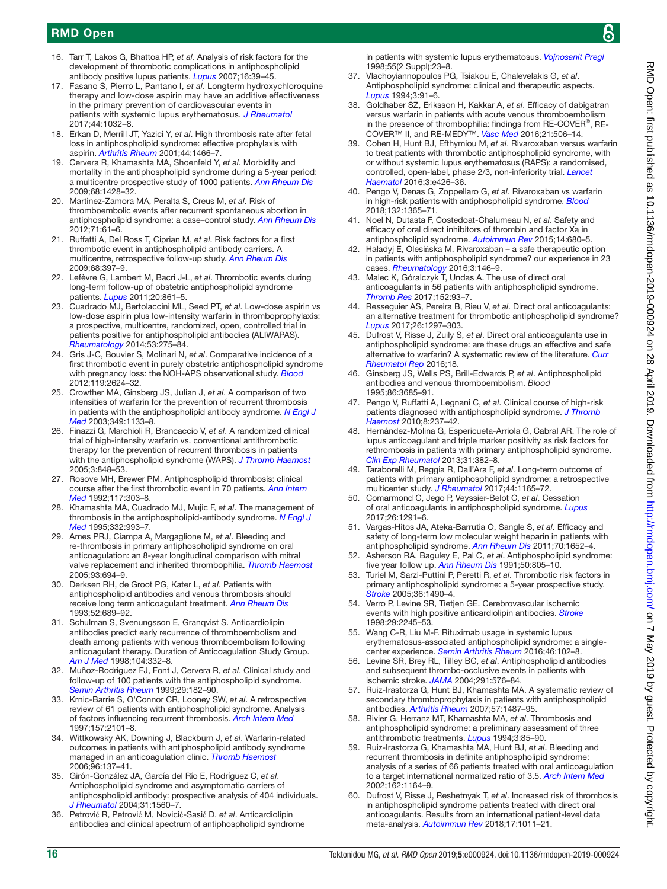16. Tarr T, Lakos G, Bhattoa HP, *et al*. Analysis of risk factors for the development of thrombotic complications in antiphospholipid antibody positive lupus patients. *Lupus* 2007;16:39–45.
17. Fasano S, Pierro L, Pantano I, *et al*. Longterm hydroxychloroquine therapy and low-dose aspirin may have an additive effectiveness in the primary prevention of cardiovascular events in patients with systemic lupus erythematosus. *J Rheumatol* 2017;44:1032–8.
18. Erkan D, Merrill JT, Yazici Y, *et al*. High thrombosis rate after fetal loss in antiphospholipid syndrome: effective prophylaxis with aspirin. *Arthritis Rheum* 2001;44:1466–7.
19. Cervera R, Khamashta MA, Shoenfeld Y, *et al*. Morbidity and mortality in the antiphospholipid syndrome during a 5-year period: a multicentre prospective study of 1000 patients. *Ann Rheum Dis* 2009;68:1428–32.
20. Martinez-Zamora MA, Peralta S, Creus M, *et al*. Risk of thromboembolic events after recurrent spontaneous abortion in antiphospholipid syndrome: a case–control study. *Ann Rheum Dis* 2012;71:61–6.
21. Ruffatti A, Del Ross T, Ciprian M, *et al*. Risk factors for a first thrombotic event in antiphospholipid antibody carriers. A multicentre, retrospective follow-up study. *Ann Rheum Dis* 2009;68:397–9.
22. Lefèvre G, Lambert M, Bacri J-L, *et al*. Thrombotic events during long-term follow-up of obstetric antiphospholipid syndrome patients. *Lupus* 2011;20:861–5.
23. Cuadrado MJ, Bertolaccini ML, Seed PT, *et al*. Low-dose aspirin vs low-dose aspirin plus low-intensity warfarin in thromboprophylaxis: a prospective, multicentre, randomized, open, controlled trial in patients positive for antiphospholipid antibodies (ALIWAPAS). *Rheumatology* 2014;53:275–84.
24. Gris J-C, Bouvier S, Molinari N, *et al*. Comparative incidence of a first thrombotic event in purely obstetric antiphospholipid syndrome with pregnancy loss: the NOH-APS observational study. *Blood* 2012;119:2624–32.
25. Crowther MA, Ginsberg JS, Julian J, *et al*. A comparison of two intensities of warfarin for the prevention of recurrent thrombosis in patients with the antiphospholipid antibody syndrome. *N Engl J Med* 2003;349:1133–8.
26. Finazzi G, Marchioli R, Brancaccio V, *et al*. A randomized clinical trial of high-intensity warfarin vs. conventional antithrombotic therapy for the prevention of recurrent thrombosis in patients with the antiphospholipid syndrome (WAPS). *J Thromb Haemost* 2005;3:848–53.
27. Rosove MH, Brewer PM. Antiphospholipid thrombosis: clinical course after the first thrombotic event in 70 patients. *Ann Intern Med* 1992;117:303–8.
28. Khamashta MA, Cuadrado MJ, Mujic F, *et al*. The management of thrombosis in the antiphospholipid-antibody syndrome. *N Engl J Med* 1995;332:993–7.
29. Ames PRJ, Ciampa A, Margaglione M, *et al*. Bleeding and re-thrombosis in primary antiphospholipid syndrome on oral anticoagulation: an 8-year longitudinal comparison with mitral valve replacement and inherited thrombophilia. *Thromb Haemost* 2005;93:694–9.
30. Derksen RH, de Groot PG, Kater L, *et al*. Patients with antiphospholipid antibodies and venous thrombosis should receive long term anticoagulant treatment. *Ann Rheum Dis* 1993;52:689–92.
31. Schulman S, Svenungsson E, Granqvist S. Anticardiolipin antibodies predict early recurrence of thromboembolism and death among patients with venous thromboembolism following anticoagulant therapy. Duration of Anticoagulation Study Group. *Am J Med* 1998;104:332–8.
32. Muñoz-Rodriguez FJ, Font J, Cervera R, *et al*. Clinical study and follow-up of 100 patients with the antiphospholipid syndrome. *Semin Arthritis Rheum* 1999;29:182–90.
33. Krnic-Barrie S, O'Connor CR, Looney SW, *et al*. A retrospective review of 61 patients with antiphospholipid syndrome. Analysis of factors influencing recurrent thrombosis. *Arch Intern Med* 1997;157:2101–8.
34. Wittkowsky AK, Downing J, Blackburn J, *et al*. Warfarin-related outcomes in patients with antiphospholipid antibody syndrome managed in an anticoagulation clinic. *Thromb Haemost* 2006;96:137–41.
35. Girón-González JA, García del Río E, Rodríguez C, *et al*. Antiphospholipid syndrome and asymptomatic carriers of antiphospholipid antibody: prospective analysis of 404 individuals. *J Rheumatol* 2004;31:1560–7.
36. Petrović R, Petrović M, Novicić-Sasić D, *et al*. Anticardiolipin antibodies and clinical spectrum of antiphospholipid syndrome in patients with systemic lupus erythematosus. *Vojnosanit Pregl* 1998;55(2 Suppl):23–8.
37. Vlachoyiannopoulos PG, Tsiakou E, Chalevelakis G, *et al*. Antiphospholipid syndrome: clinical and therapeutic aspects. *Lupus* 1994;3:91–6.
38. Goldhaber SZ, Eriksson H, Kakkar A, *et al*. Efficacy of dabigatran versus warfarin in patients with acute venous thromboembolism in the presence of thrombophilia: findings from RE-COVER®, RE-COVER™ II, and RE-MEDY™. *Vasc Med* 2016;21:506–14.
39. Cohen H, Hunt BJ, Efthymiou M, *et al*. Rivaroxaban versus warfarin to treat patients with thrombotic antiphospholipid syndrome, with or without systemic lupus erythematosus (RAPS): a randomised, controlled, open-label, phase 2/3, non-inferiority trial. *Lancet Haematol* 2016;3:e426–36.
40. Pengo V, Denas G, Zoppellaro G, *et al*. Rivaroxaban vs warfarin in high-risk patients with antiphospholipid syndrome. *Blood* 2018;132:1365–71.
41. Noel N, Dutasta F, Costedoat-Chalumeau N, *et al*. Safety and efficacy of oral direct inhibitors of thrombin and factor Xa in antiphospholipid syndrome. *Autoimmun Rev* 2015;14:680–5.
42. Haładyj E, Olesińska M. Rivaroxaban – a safe therapeutic option in patients with antiphospholipid syndrome? our experience in 23 cases. *Rheumatology* 2016;3:146–9.
43. Malec K, Góralczyk T, Undas A. The use of direct oral anticoagulants in 56 patients with antiphospholipid syndrome. *Thromb Res* 2017;152:93–7.
44. Resseguier AS, Pereira B, Rieu V, *et al*. Direct oral anticoagulants: an alternative treatment for thrombotic antiphospholipid syndrome? *Lupus* 2017;26:1297–303.
45. Dufrost V, Risse J, Zuily S, *et al*. Direct oral anticoagulants use in antiphospholipid syndrome: are these drugs an effective and safe alternative to warfarin? A systematic review of the literature. *Curr Rheumatol Rep* 2016;18.
46. Ginsberg JS, Wells PS, Brill-Edwards P, *et al*. Antiphospholipid antibodies and venous thromboembolism. *Blood* 1995;86:3685–91.
47. Pengo V, Ruffatti A, Legnani C, *et al*. Clinical course of high-risk patients diagnosed with antiphospholipid syndrome. *J Thromb Haemost* 2010;8:237–42.
48. Hernández-Molina G, Espericueta-Arriola G, Cabral AR. The role of lupus anticoagulant and triple marker positivity as risk factors for rethrombosis in patients with primary antiphospholipid syndrome. *Clin Exp Rheumatol* 2013;31:382–8.
49. Taraborelli M, Reggia R, Dall'Ara F, *et al*. Long-term outcome of patients with primary antiphospholipid syndrome: a retrospective multicenter study. *J Rheumatol* 2017;44:1165–72.
50. Comarmond C, Jego P, Veyssier-Belot C, *et al*. Cessation of oral anticoagulants in antiphospholipid syndrome. *Lupus* 2017;26:1291–6.
51. Vargas-Hitos JA, Ateka-Barrutia O, Sangle S, *et al*. Efficacy and safety of long-term low molecular weight heparin in patients with antiphospholipid syndrome. *Ann Rheum Dis* 2011;70:1652–4.
52. Asherson RA, Baguley E, Pal C, *et al*. Antiphospholipid syndrome: five year follow up. *Ann Rheum Dis* 1991;50:805–10.
53. Turiel M, Sarzi-Puttini P, Peretti R, *et al*. Thrombotic risk factors in primary antiphospholipid syndrome: a 5-year prospective study. *Stroke* 2005;36:1490–4.
54. Verro P, Levine SR, Tietjen GE. Cerebrovascular ischemic events with high positive anticardiolipin antibodies. *Stroke* 1998;29:2245–53.
55. Wang C-R, Liu M-F. Rituximab usage in systemic lupus erythematosus-associated antiphospholipid syndrome: a single-center experience. *Semin Arthritis Rheum* 2016;46:102–8.
56. Levine SR, Brey RL, Tilley BC, *et al*. Antiphospholipid antibodies and subsequent thrombo-occlusive events in patients with ischemic stroke. *JAMA* 2004;291:576–84.
57. Ruiz-Irastorza G, Hunt BJ, Khamashta MA. A systematic review of secondary thromboprophylaxis in patients with antiphospholipid antibodies. *Arthritis Rheum* 2007;57:1487–95.
58. Rivier G, Herranz MT, Khamashta MA, *et al*. Thrombosis and antiphospholipid syndrome: a preliminary assessment of three antithrombotic treatments. *Lupus* 1994;3:85–90.
59. Ruiz-Irastorza G, Khamashta MA, Hunt BJ, *et al*. Bleeding and recurrent thrombosis in definite antiphospholipid syndrome: analysis of a series of 66 patients treated with oral anticoagulation to a target international normalized ratio of 3.5. *Arch Intern Med* 2002;162:1164–9.
60. Dufrost V, Risse J, Reshetnyak T, *et al*. Increased risk of thrombosis in antiphospholipid syndrome patients treated with direct oral anticoagulants. Results from an international patient-level data meta-analysis. *Autoimmun Rev* 2018;17:1011–21.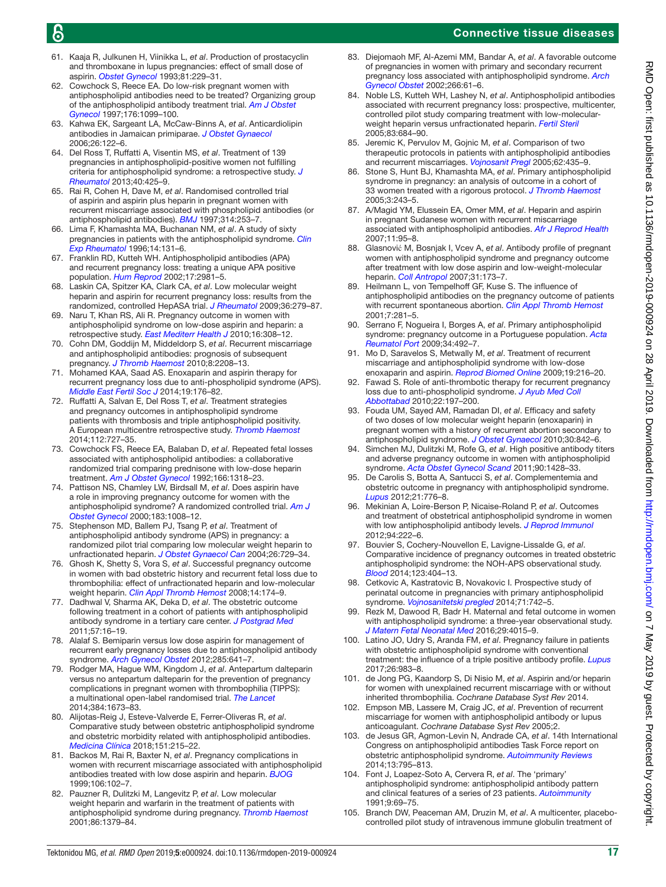61. Kaaja R, Julkunen H, Viinikka L, *et al*. Production of prostacyclin and thromboxane in lupus pregnancies: effect of small dose of aspirin. *Obstet Gynecol* 1993;81:229–31.
62. Cowchock S, Reece EA. Do low-risk pregnant women with antiphospholipid antibodies need to be treated? Organizing group of the antiphospholipid antibody treatment trial. *Am J Obstet Gynecol* 1997;176:1099–100.
63. Kahwa EK, Sargeant LA, McCaw-Binns A, *et al*. Anticardiolipin antibodies in Jamaican primiparae. *J Obstet Gynaecol* 2006;26:122–6.
64. Del Ross T, Ruffatti A, Visentin MS, *et al*. Treatment of 139 pregnancies in antiphospholipid-positive women not fulfilling criteria for antiphospholipid syndrome: a retrospective study. *J Rheumatol* 2013;40:425–9.
65. Rai R, Cohen H, Dave M, *et al*. Randomised controlled trial of aspirin and aspirin plus heparin in pregnant women with recurrent miscarriage associated with phospholipid antibodies (or antiphospholipid antibodies). *BMJ* 1997;314:253–7.
66. Lima F, Khamashta MA, Buchanan NM, *et al*. A study of sixty pregnancies in patients with the antiphospholipid syndrome. *Clin Exp Rheumatol* 1996;14:131–6.
67. Franklin RD, Kutteh WH. Antiphospholipid antibodies (APA) and recurrent pregnancy loss: treating a unique APA positive population. *Hum Reprod* 2002;17:2981–5.
68. Laskin CA, Spitzer KA, Clark CA, *et al*. Low molecular weight heparin and aspirin for recurrent pregnancy loss: results from the randomized, controlled HepASA trial. *J Rheumatol* 2009;36:279–87.
69. Naru T, Khan RS, Ali R. Pregnancy outcome in women with antiphospholipid syndrome on low-dose aspirin and heparin: a retrospective study. *East Mediterr Health J* 2010;16:308–12.
70. Cohn DM, Goddijn M, Middeldorp S, *et al*. Recurrent miscarriage and antiphospholipid antibodies: prognosis of subsequent pregnancy. *J Thromb Haemost* 2010;8:2208–13.
71. Mohamed KAA, Saad AS. Enoxaparin and aspirin therapy for recurrent pregnancy loss due to anti-phospholipid syndrome (APS). *Middle East Fertil Soc J* 2014;19:176–82.
72. Ruffatti A, Salvan E, Del Ross T, *et al*. Treatment strategies and pregnancy outcomes in antiphospholipid syndrome patients with thrombosis and triple antiphospholipid positivity. A European multicentre retrospective study. *Thromb Haemost* 2014;112:727–35.
73. Cowchock FS, Reece EA, Balaban D, *et al*. Repeated fetal losses associated with antiphospholipid antibodies: a collaborative randomized trial comparing prednisone with low-dose heparin treatment. *Am J Obstet Gynecol* 1992;166:1318–23.
74. Pattison NS, Chamley LW, Birdsall M, *et al*. Does aspirin have a role in improving pregnancy outcome for women with the antiphospholipid syndrome? A randomized controlled trial. *Am J Obstet Gynecol* 2000;183:1008–12.
75. Stephenson MD, Ballem PJ, Tsang P, *et al*. Treatment of antiphospholipid antibody syndrome (APS) in pregnancy: a randomized pilot trial comparing low molecular weight heparin to unfractionated heparin. *J Obstet Gynaecol Can* 2004;26:729–34.
76. Ghosh K, Shetty S, Vora S, *et al*. Successful pregnancy outcome in women with bad obstetric history and recurrent fetal loss due to thrombophilia: effect of unfractionated heparin and low-molecular weight heparin. *Clin Appl Thromb Hemost* 2008;14:174–9.
77. Dadhwal V, Sharma AK, Deka D, *et al*. The obstetric outcome following treatment in a cohort of patients with antiphospholipid antibody syndrome in a tertiary care center. *J Postgrad Med* 2011;57:16–19.
78. Alalaf S. Bemiparin versus low dose aspirin for management of recurrent early pregnancy losses due to antiphospholipid antibody syndrome. *Arch Gynecol Obstet* 2012;285:641–7.
79. Rodger MA, Hague WM, Kingdom J, *et al*. Antepartum dalteparin versus no antepartum dalteparin for the prevention of pregnancy complications in pregnant women with thrombophilia (TIPPS): a multinational open-label randomised trial. *The Lancet* 2014;384:1673–83.
80. Alijotas-Reig J, Esteve-Valverde E, Ferrer-Oliveras R, *et al*. Comparative study between obstetric antiphospholipid syndrome and obstetric morbidity related with antiphospholipid antibodies. *Medicina Clínica* 2018;151:215–22.
81. Backos M, Rai R, Baxter N, *et al*. Pregnancy complications in women with recurrent miscarriage associated with antiphospholipid antibodies treated with low dose aspirin and heparin. *BJOG* 1999;106:102–7.
82. Pauzner R, Dulitzki M, Langevitz P, *et al*. Low molecular weight heparin and warfarin in the treatment of patients with antiphospholipid syndrome during pregnancy. *Thromb Haemost* 2001;86:1379–84.
83. Diejomaoh MF, Al-Azemi MM, Bandar A, *et al*. A favorable outcome of pregnancies in women with primary and secondary recurrent pregnancy loss associated with antiphospholipid syndrome. *Arch Gynecol Obstet* 2002;266:61–6.
84. Noble LS, Kutteh WH, Lashey N, *et al*. Antiphospholipid antibodies associated with recurrent pregnancy loss: prospective, multicenter, controlled pilot study comparing treatment with low-molecular-weight heparin versus unfractionated heparin. *Fertil Steril* 2005;83:684–90.
85. Jeremic K, Pervulov M, Gojnic M, *et al*. Comparison of two therapeutic protocols in patients with antiphospholipid antibodies and recurrent miscarriages. *Vojnosanit Pregl* 2005;62:435–9.
86. Stone S, Hunt BJ, Khamashta MA, *et al*. Primary antiphospholipid syndrome in pregnancy: an analysis of outcome in a cohort of 33 women treated with a rigorous protocol. *J Thromb Haemost* 2005;3:243–5.
87. A/Magid YM, Elussein EA, Omer MM, *et al*. Heparin and aspirin in pregnant Sudanese women with recurrent miscarriage associated with antiphospholipid antibodies. *Afr J Reprod Health* 2007;11:95–8.
88. Glasnović M, Bosnjak I, Vcev A, *et al*. Antibody profile of pregnant women with antiphospholipid syndrome and pregnancy outcome after treatment with low dose aspirin and low-weight-molecular heparin. *Coll Antropol* 2007;31:173–7.
89. Heilmann L, von Tempelhoff GF, Kuse S. The influence of antiphospholipid antibodies on the pregnancy outcome of patients with recurrent spontaneous abortion. *Clin Appl Thromb Hemost* 2001;7:281–5.
90. Serrano F, Nogueira I, Borges A, *et al*. Primary antiphospholipid syndrome: pregnancy outcome in a Portuguese population. *Acta Reumatol Port* 2009;34:492–7.
91. Mo D, Saravelos S, Metwally M, *et al*. Treatment of recurrent miscarriage and antiphospholipid syndrome with low-dose enoxaparin and aspirin. *Reprod Biomed Online* 2009;19:216–20.
92. Fawad S. Role of anti-thrombotic therapy for recurrent pregnancy loss due to anti-phospholipid syndrome. *J Ayub Med Coll Abbottabad* 2010;22:197–200.
93. Fouda UM, Sayed AM, Ramadan DI, *et al*. Efficacy and safety of two doses of low molecular weight heparin (enoxaparin) in pregnant women with a history of recurrent abortion secondary to antiphospholipid syndrome. *J Obstet Gynaecol* 2010;30:842–6.
94. Simchen MJ, Dulitzki M, Rofe G, *et al*. High positive antibody titers and adverse pregnancy outcome in women with antiphospholipid syndrome. *Acta Obstet Gynecol Scand* 2011;90:1428–33.
95. De Carolis S, Botta A, Santucci S, *et al*. Complementemia and obstetric outcome in pregnancy with antiphospholipid syndrome. *Lupus* 2012;21:776–8.
96. Mekinian A, Loire-Berson P, Nicaise-Roland P, *et al*. Outcomes and treatment of obstetrical antiphospholipid syndrome in women with low antiphospholipid antibody levels. *J Reprod Immunol* 2012;94:222–6.
97. Bouvier S, Cochery-Nouvellon E, Lavigne-Lissalde G, *et al*. Comparative incidence of pregnancy outcomes in treated obstetric antiphospholipid syndrome: the NOH-APS observational study. *Blood* 2014;123:404–13.
98. Cetkovic A, Kastratovic B, Novakovic I. Prospective study of perinatal outcome in pregnancies with primary antiphospholipid syndrome. *Vojnosanitetski pregled* 2014;71:742–5.
99. Rezk M, Dawood R, Badr H. Maternal and fetal outcome in women with antiphospholipid syndrome: a three-year observational study. *J Matern Fetal Neonatal Med* 2016;29:4015–9.
100. Latino JO, Udry S, Aranda FM, *et al*. Pregnancy failure in patients with obstetric antiphospholipid syndrome with conventional treatment: the influence of a triple positive antibody profile. *Lupus* 2017;26:983–8.
101. de Jong PG, Kaandorp S, Di Nisio M, *et al*. Aspirin and/or heparin for women with unexplained recurrent miscarriage with or without inherited thrombophilia. *Cochrane Database Syst Rev* 2014.
102. Empson MB, Lassere M, Craig JC, *et al*. Prevention of recurrent miscarriage for women with antiphospholipid antibody or lupus anticoagulant. *Cochrane Database Syst Rev* 2005;2.
103. de Jesus GR, Agmon-Levin N, Andrade CA, *et al*. 14th International Congress on antiphospholipid antibodies Task Force report on obstetric antiphospholipid syndrome. *Autoimmunity Reviews* 2014;13:795–813.
104. Font J, Loapez-Soto A, Cervera R, *et al*. The 'primary' antiphospholipid syndrome: antiphospholipid antibody pattern and clinical features of a series of 23 patients. *Autoimmunity* 1991;9:69–75.
105. Branch DW, Peaceman AM, Druzin M, *et al*. A multicenter, placebo-controlled pilot study of intravenous immune globulin treatment of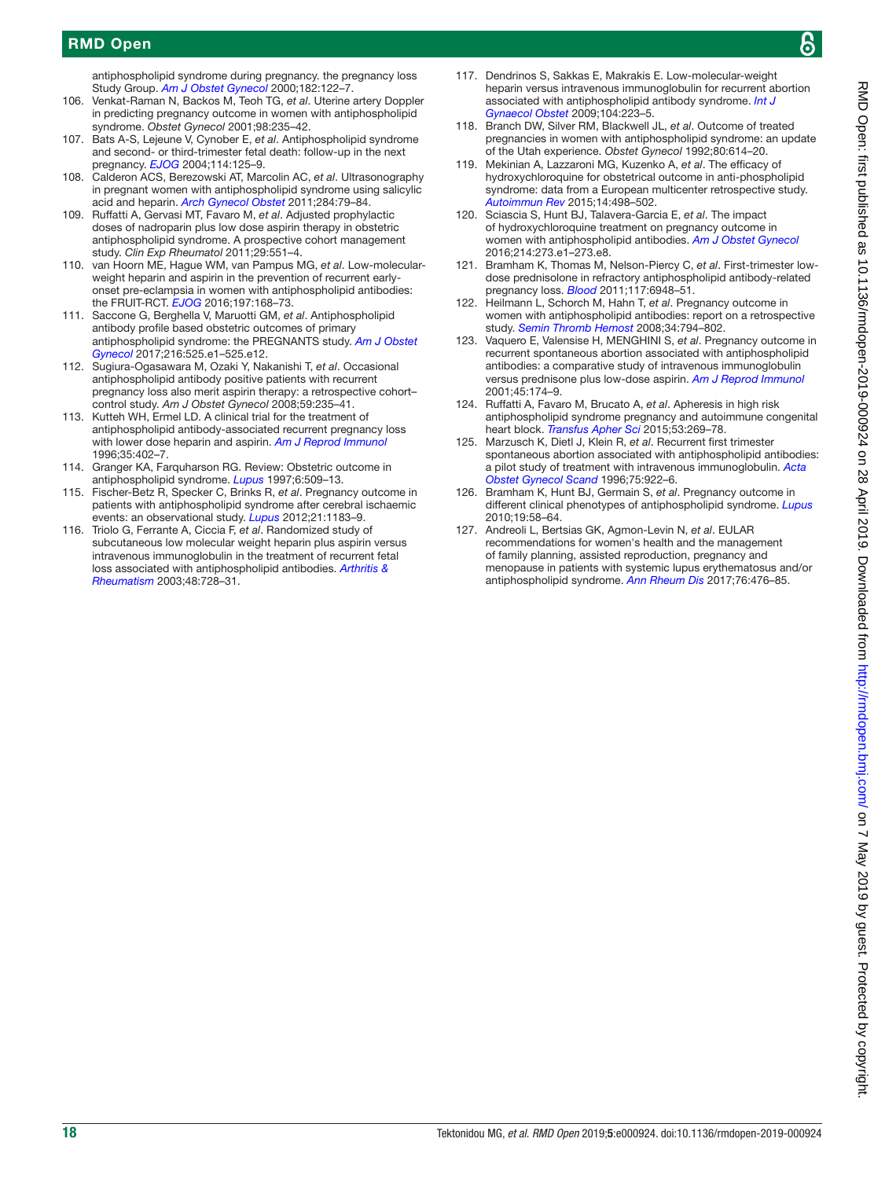antiphospholipid syndrome during pregnancy. the pregnancy loss Study Group. *Am J Obstet Gynecol* 2000;182:122–7.

106. Venkat-Raman N, Backos M, Teoh TG, *et al*. Uterine artery Doppler in predicting pregnancy outcome in women with antiphospholipid syndrome. *Obstet Gynecol* 2001;98:235–42.
107. Bats A-S, Lejeune V, Cynober E, *et al*. Antiphospholipid syndrome and second- or third-trimester fetal death: follow-up in the next pregnancy. *EJOG* 2004;114:125–9.
108. Calderon ACS, Berezowski AT, Marcolin AC, *et al*. Ultrasonography in pregnant women with antiphospholipid syndrome using salicylic acid and heparin. *Arch Gynecol Obstet* 2011;284:79–84.
109. Ruffatti A, Gervasi MT, Favaro M, *et al*. Adjusted prophylactic doses of nadroparin plus low dose aspirin therapy in obstetric antiphospholipid syndrome. A prospective cohort management study. *Clin Exp Rheumatol* 2011;29:551–4.
110. van Hoorn ME, Hague WM, van Pampus MG, *et al*. Low-molecular-weight heparin and aspirin in the prevention of recurrent early-onset pre-eclampsia in women with antiphospholipid antibodies: the FRUIT-RCT. *EJOG* 2016;197:168–73.
111. Saccone G, Berghella V, Maruotti GM, *et al*. Antiphospholipid antibody profile based obstetric outcomes of primary antiphospholipid syndrome: the PREGNANTS study. *Am J Obstet Gynecol* 2017;216:525.e1–525.e12.
112. Sugiura-Ogasawara M, Ozaki Y, Nakanishi T, *et al*. Occasional antiphospholipid antibody positive patients with recurrent pregnancy loss also merit aspirin therapy: a retrospective cohort–control study. *Am J Obstet Gynecol* 2008;59:235–41.
113. Kutteh WH, Ermel LD. A clinical trial for the treatment of antiphospholipid antibody-associated recurrent pregnancy loss with lower dose heparin and aspirin. *Am J Reprod Immunol* 1996;35:402–7.
114. Granger KA, Farquharson RG. Review: Obstetric outcome in antiphospholipid syndrome. *Lupus* 1997;6:509–13.
115. Fischer-Betz R, Specker C, Brinks R, *et al*. Pregnancy outcome in patients with antiphospholipid syndrome after cerebral ischaemic events: an observational study. *Lupus* 2012;21:1183–9.
116. Triolo G, Ferrante A, Ciccia F, *et al*. Randomized study of subcutaneous low molecular weight heparin plus aspirin versus intravenous immunoglobulin in the treatment of recurrent fetal loss associated with antiphospholipid antibodies. *Arthritis & Rheumatism* 2003;48:728–31.
117. Dendrinos S, Sakkas E, Makrakis E. Low-molecular-weight heparin versus intravenous immunoglobulin for recurrent abortion associated with antiphospholipid antibody syndrome. *Int J Gynaecol Obstet* 2009;104:223–5.
118. Branch DW, Silver RM, Blackwell JL, *et al*. Outcome of treated pregnancies in women with antiphospholipid syndrome: an update of the Utah experience. *Obstet Gynecol* 1992;80:614–20.
119. Mekinian A, Lazzaroni MG, Kuzenko A, *et al*. The efficacy of hydroxychloroquine for obstetrical outcome in anti-phospholipid syndrome: data from a European multicenter retrospective study. *Autoimmun Rev* 2015;14:498–502.
120. Sciascia S, Hunt BJ, Talavera-Garcia E, *et al*. The impact of hydroxychloroquine treatment on pregnancy outcome in women with antiphospholipid antibodies. *Am J Obstet Gynecol* 2016;214:273.e1–273.e8.
121. Bramham K, Thomas M, Nelson-Piercy C, *et al*. First-trimester low-dose prednisolone in refractory antiphospholipid antibody-related pregnancy loss. *Blood* 2011;117:6948–51.
122. Heilmann L, Schorch M, Hahn T, *et al*. Pregnancy outcome in women with antiphospholipid antibodies: report on a retrospective study. *Semin Thromb Hemost* 2008;34:794–802.
123. Vaquero E, Valensise H, MENGHINI S, *et al*. Pregnancy outcome in recurrent spontaneous abortion associated with antiphospholipid antibodies: a comparative study of intravenous immunoglobulin versus prednisone plus low-dose aspirin. *Am J Reprod Immunol* 2001;45:174–9.
124. Ruffatti A, Favaro M, Brucato A, *et al*. Apheresis in high risk antiphospholipid syndrome pregnancy and autoimmune congenital heart block. *Transfus Apher Sci* 2015;53:269–78.
125. Marzusch K, Dietl J, Klein R, *et al*. Recurrent first trimester spontaneous abortion associated with antiphospholipid antibodies: a pilot study of treatment with intravenous immunoglobulin. *Acta Obstet Gynecol Scand* 1996;75:922–6.
126. Bramham K, Hunt BJ, Germain S, *et al*. Pregnancy outcome in different clinical phenotypes of antiphospholipid syndrome. *Lupus* 2010;19:58–64.
127. Andreoli L, Bertsias GK, Agmon-Levin N, *et al*. EULAR recommendations for women's health and the management of family planning, assisted reproduction, pregnancy and menopause in patients with systemic lupus erythematosus and/or antiphospholipid syndrome. *Ann Rheum Dis* 2017;76:476–85.